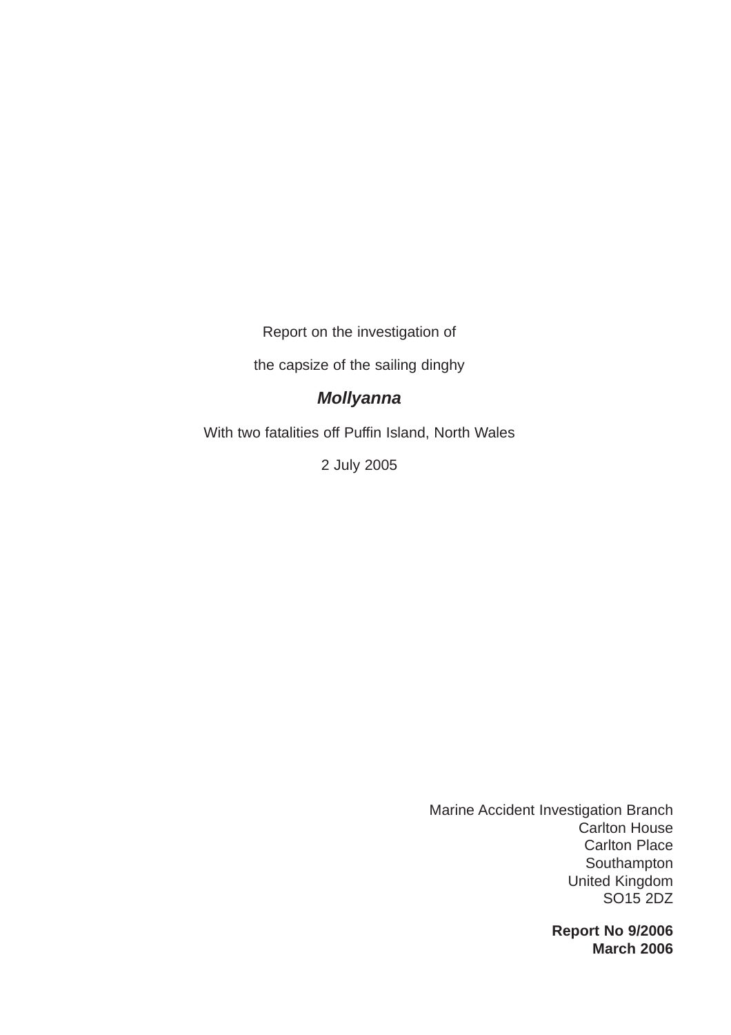Report on the investigation of

the capsize of the sailing dinghy

***Mollyanna***

With two fatalities off Puffin Island, North Wales

2 July 2005

Marine Accident Investigation Branch
Carlton House
Carlton Place
Southampton
United Kingdom
SO15 2DZ

**Report No 9/2006**
**March 2006**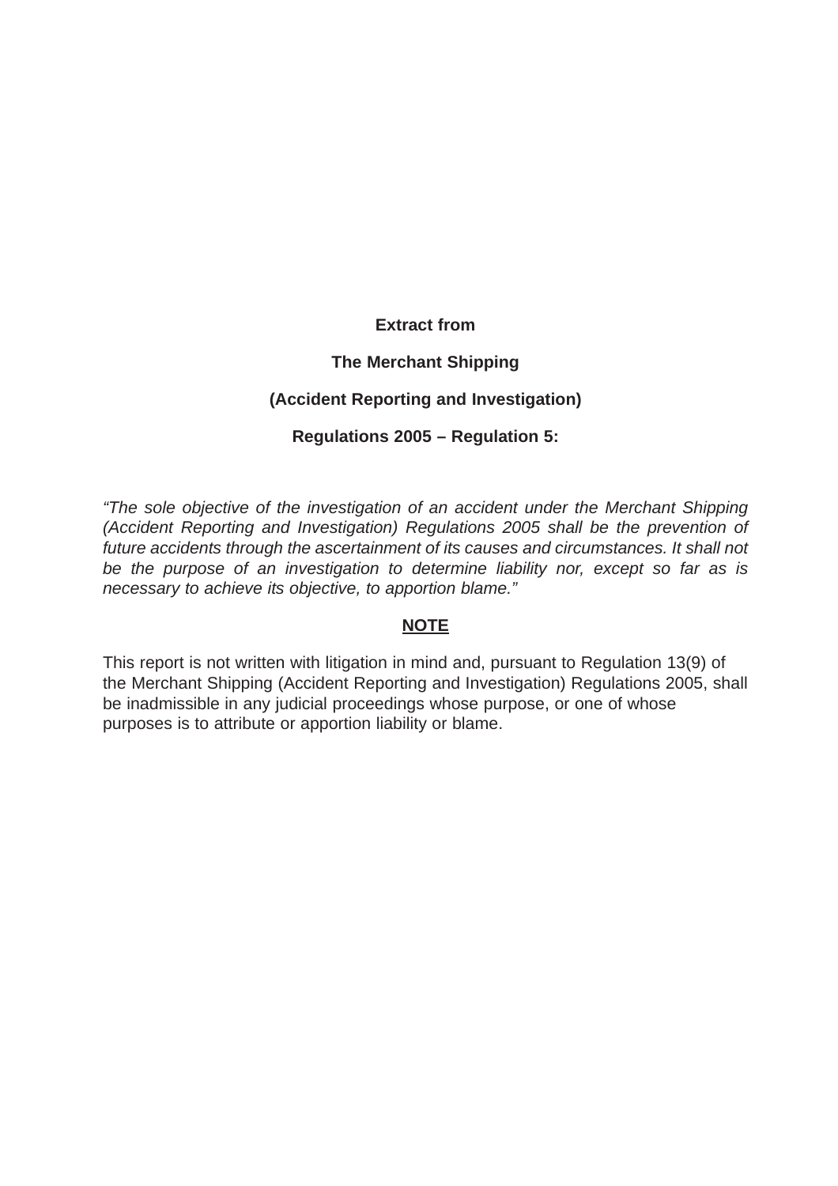**Extract from**

**The Merchant Shipping**

**(Accident Reporting and Investigation)**

**Regulations 2005 – Regulation 5:**

*"The sole objective of the investigation of an accident under the Merchant Shipping (Accident Reporting and Investigation) Regulations 2005 shall be the prevention of future accidents through the ascertainment of its causes and circumstances. It shall not be the purpose of an investigation to determine liability nor, except so far as is necessary to achieve its objective, to apportion blame."*

**NOTE**

This report is not written with litigation in mind and, pursuant to Regulation 13(9) of the Merchant Shipping (Accident Reporting and Investigation) Regulations 2005, shall be inadmissible in any judicial proceedings whose purpose, or one of whose purposes is to attribute or apportion liability or blame.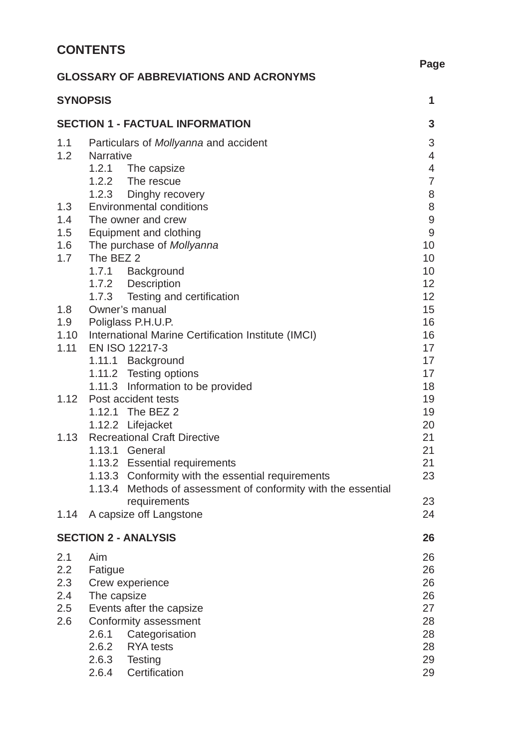# CONTENTS

| | | Page |
|---|---|---|
| **GLOSSARY OF ABBREVIATIONS AND ACRONYMS** | | |
| **SYNOPSIS** | | **1** |
| **SECTION 1 - FACTUAL INFORMATION** | | **3** |
| 1.1 | Particulars of *Mollyanna* and accident | 3 |
| 1.2 | Narrative | 4 |
| | 1.2.1 The capsize | 4 |
| | 1.2.2 The rescue | 7 |
| | 1.2.3 Dinghy recovery | 8 |
| 1.3 | Environmental conditions | 8 |
| 1.4 | The owner and crew | 9 |
| 1.5 | Equipment and clothing | 9 |
| 1.6 | The purchase of *Mollyanna* | 10 |
| 1.7 | The BEZ 2 | 10 |
| | 1.7.1 Background | 10 |
| | 1.7.2 Description | 12 |
| | 1.7.3 Testing and certification | 12 |
| 1.8 | Owner's manual | 15 |
| 1.9 | Poliglass P.H.U.P. | 16 |
| 1.10 | International Marine Certification Institute (IMCI) | 16 |
| 1.11 | EN ISO 12217-3 | 17 |
| | 1.11.1 Background | 17 |
| | 1.11.2 Testing options | 17 |
| | 1.11.3 Information to be provided | 18 |
| 1.12 | Post accident tests | 19 |
| | 1.12.1 The BEZ 2 | 19 |
| | 1.12.2 Lifejacket | 20 |
| 1.13 | Recreational Craft Directive | 21 |
| | 1.13.1 General | 21 |
| | 1.13.2 Essential requirements | 21 |
| | 1.13.3 Conformity with the essential requirements | 23 |
| | 1.13.4 Methods of assessment of conformity with the essential requirements | 23 |
| 1.14 | A capsize off Langstone | 24 |
| **SECTION 2 - ANALYSIS** | | **26** |
| 2.1 | Aim | 26 |
| 2.2 | Fatigue | 26 |
| 2.3 | Crew experience | 26 |
| 2.4 | The capsize | 26 |
| 2.5 | Events after the capsize | 27 |
| 2.6 | Conformity assessment | 28 |
| | 2.6.1 Categorisation | 28 |
| | 2.6.2 RYA tests | 28 |
| | 2.6.3 Testing | 29 |
| | 2.6.4 Certification | 29 |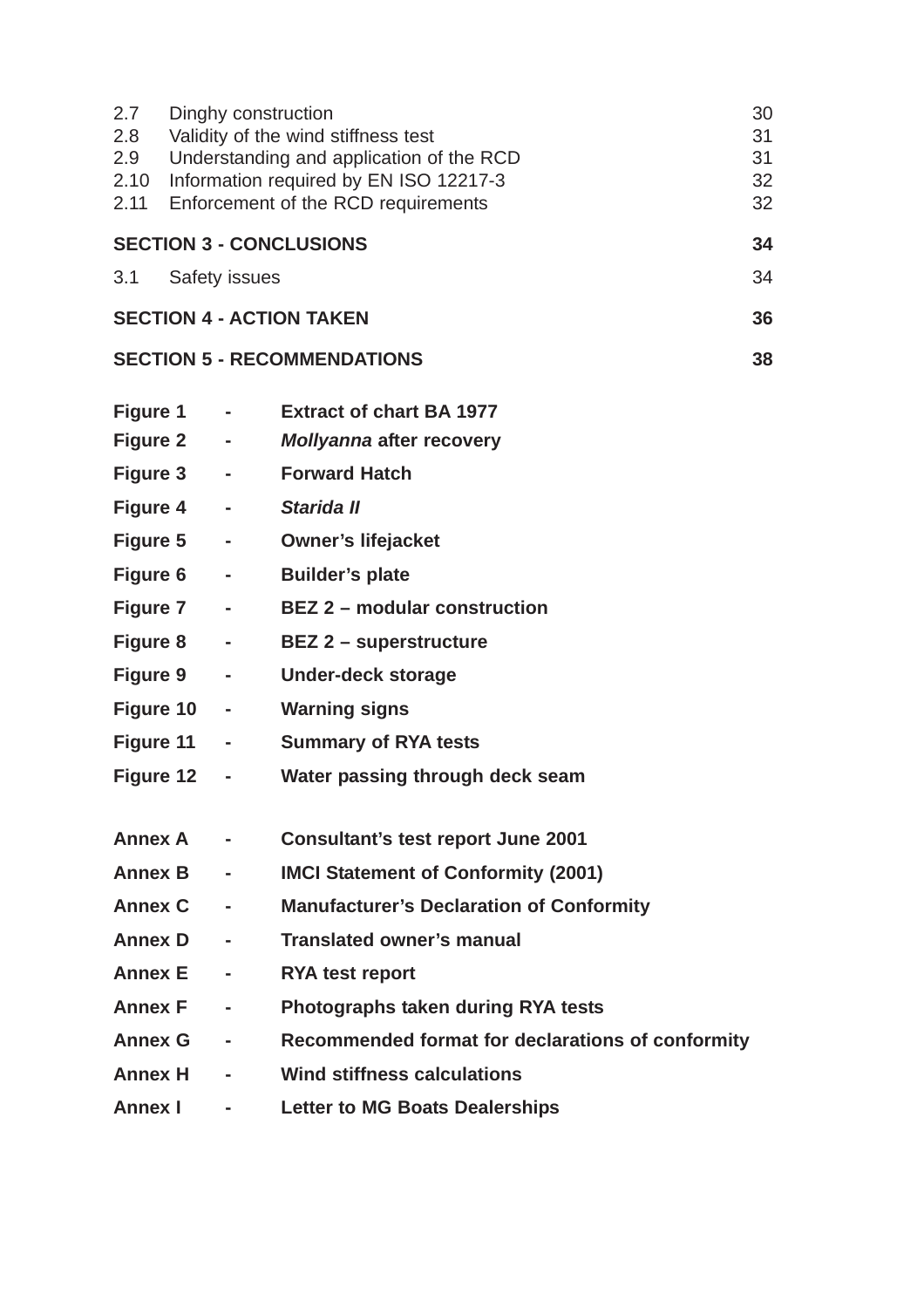| | | |
|---|---|---|
| 2.7 | Dinghy construction | 30 |
| 2.8 | Validity of the wind stiffness test | 31 |
| 2.9 | Understanding and application of the RCD | 31 |
| 2.10 | Information required by EN ISO 12217-3 | 32 |
| 2.11 | Enforcement of the RCD requirements | 32 |

**SECTION 3 - CONCLUSIONS** **34**

3.1 Safety issues 34

**SECTION 4 - ACTION TAKEN** **36**

**SECTION 5 - RECOMMENDATIONS** **38**

**Figure 1 - Extract of chart BA 1977**

**Figure 2 - *Mollyanna* after recovery**

**Figure 3 - Forward Hatch**

**Figure 4 - *Starida II***

**Figure 5 - Owner's lifejacket**

**Figure 6 - Builder's plate**

**Figure 7 - BEZ 2 – modular construction**

**Figure 8 - BEZ 2 – superstructure**

**Figure 9 - Under-deck storage**

**Figure 10 - Warning signs**

**Figure 11 - Summary of RYA tests**

**Figure 12 - Water passing through deck seam**

**Annex A - Consultant's test report June 2001**

**Annex B - IMCI Statement of Conformity (2001)**

**Annex C - Manufacturer's Declaration of Conformity**

**Annex D - Translated owner's manual**

**Annex E - RYA test report**

**Annex F - Photographs taken during RYA tests**

**Annex G - Recommended format for declarations of conformity**

**Annex H - Wind stiffness calculations**

**Annex I - Letter to MG Boats Dealerships**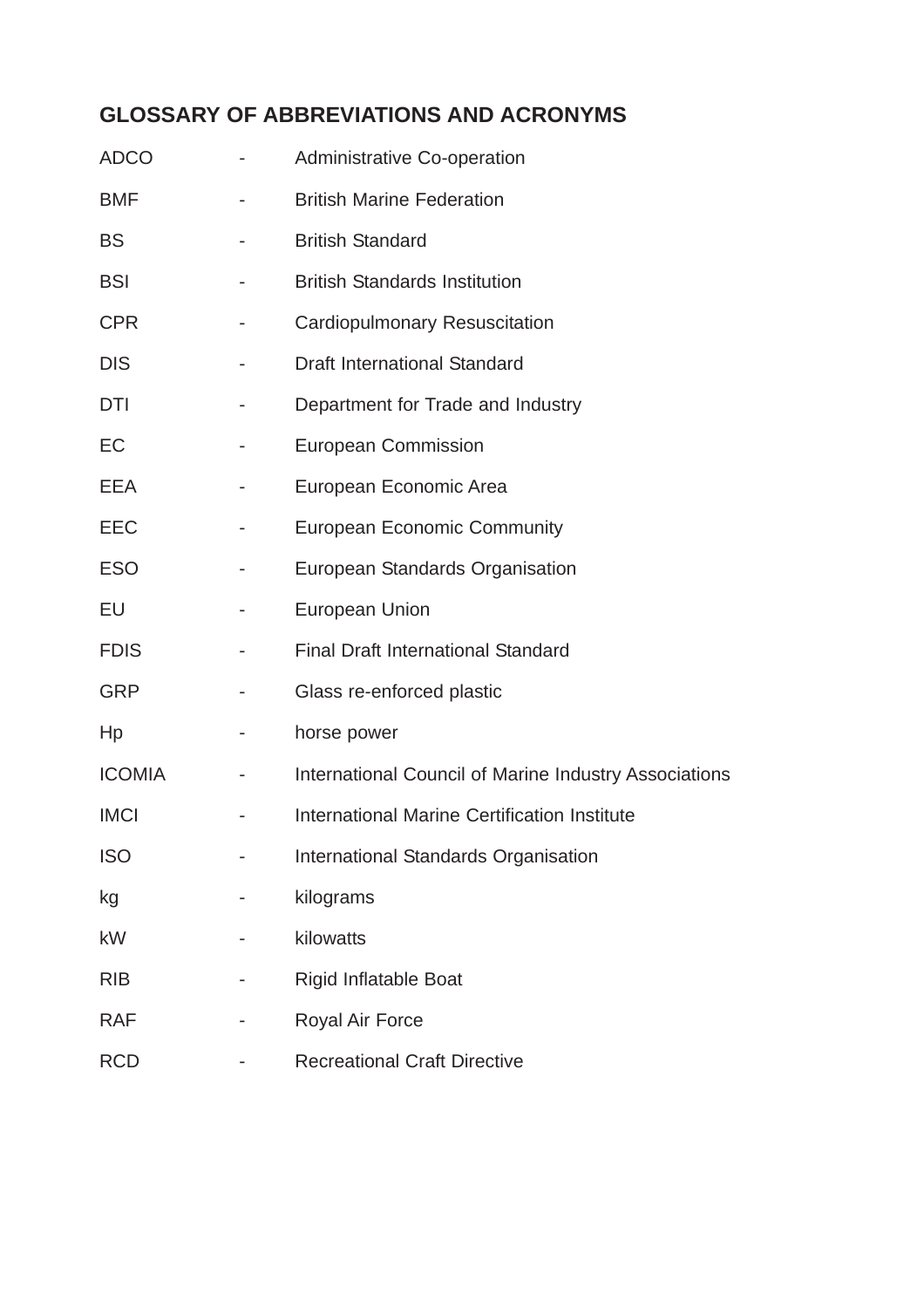## GLOSSARY OF ABBREVIATIONS AND ACRONYMS

| | | |
|---|---|---|
| ADCO | - | Administrative Co-operation |
| BMF | - | British Marine Federation |
| BS | - | British Standard |
| BSI | - | British Standards Institution |
| CPR | - | Cardiopulmonary Resuscitation |
| DIS | - | Draft International Standard |
| DTI | - | Department for Trade and Industry |
| EC | - | European Commission |
| EEA | - | European Economic Area |
| EEC | - | European Economic Community |
| ESO | - | European Standards Organisation |
| EU | - | European Union |
| FDIS | - | Final Draft International Standard |
| GRP | - | Glass re-enforced plastic |
| Hp | - | horse power |
| ICOMIA | - | International Council of Marine Industry Associations |
| IMCI | - | International Marine Certification Institute |
| ISO | - | International Standards Organisation |
| kg | - | kilograms |
| kW | - | kilowatts |
| RIB | - | Rigid Inflatable Boat |
| RAF | - | Royal Air Force |
| RCD | - | Recreational Craft Directive |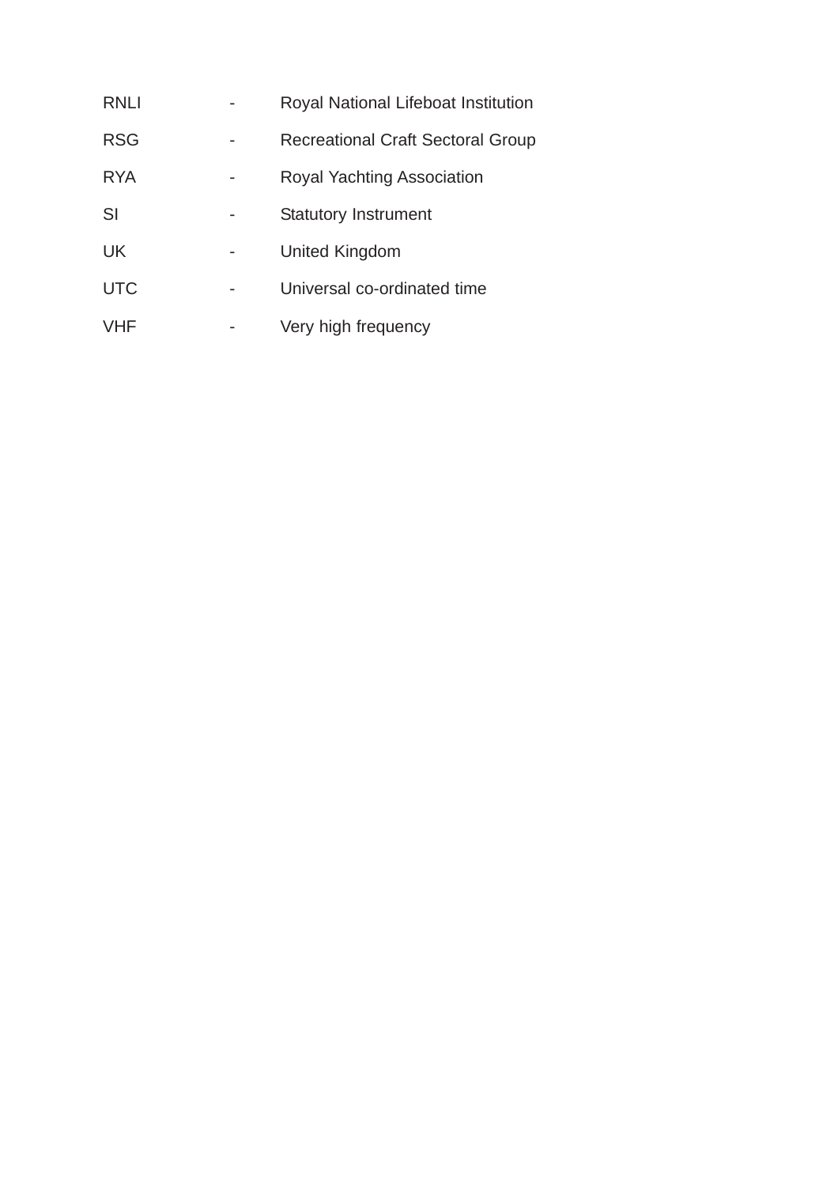| | | |
|---|---|---|
| RNLI | - | Royal National Lifeboat Institution |
| RSG | - | Recreational Craft Sectoral Group |
| RYA | - | Royal Yachting Association |
| SI | - | Statutory Instrument |
| UK | - | United Kingdom |
| UTC | - | Universal co-ordinated time |
| VHF | - | Very high frequency |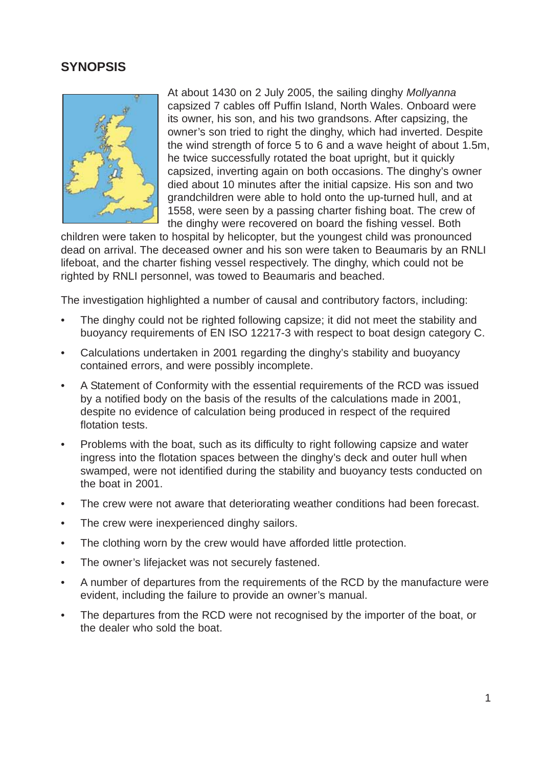## SYNOPSIS

At about 1430 on 2 July 2005, the sailing dinghy *Mollyanna* capsized 7 cables off Puffin Island, North Wales. Onboard were its owner, his son, and his two grandsons. After capsizing, the owner's son tried to right the dinghy, which had inverted. Despite the wind strength of force 5 to 6 and a wave height of about 1.5m, he twice successfully rotated the boat upright, but it quickly capsized, inverting again on both occasions. The dinghy's owner died about 10 minutes after the initial capsize. His son and two grandchildren were able to hold onto the up-turned hull, and at 1558, were seen by a passing charter fishing boat. The crew of the dinghy were recovered on board the fishing vessel. Both children were taken to hospital by helicopter, but the youngest child was pronounced dead on arrival. The deceased owner and his son were taken to Beaumaris by an RNLI lifeboat, and the charter fishing vessel respectively. The dinghy, which could not be righted by RNLI personnel, was towed to Beaumaris and beached.

The investigation highlighted a number of causal and contributory factors, including:

- The dinghy could not be righted following capsize; it did not meet the stability and buoyancy requirements of EN ISO 12217-3 with respect to boat design category C.
- Calculations undertaken in 2001 regarding the dinghy's stability and buoyancy contained errors, and were possibly incomplete.
- A Statement of Conformity with the essential requirements of the RCD was issued by a notified body on the basis of the results of the calculations made in 2001, despite no evidence of calculation being produced in respect of the required flotation tests.
- Problems with the boat, such as its difficulty to right following capsize and water ingress into the flotation spaces between the dinghy's deck and outer hull when swamped, were not identified during the stability and buoyancy tests conducted on the boat in 2001.
- The crew were not aware that deteriorating weather conditions had been forecast.
- The crew were inexperienced dinghy sailors.
- The clothing worn by the crew would have afforded little protection.
- The owner's lifejacket was not securely fastened.
- A number of departures from the requirements of the RCD by the manufacture were evident, including the failure to provide an owner's manual.
- The departures from the RCD were not recognised by the importer of the boat, or the dealer who sold the boat.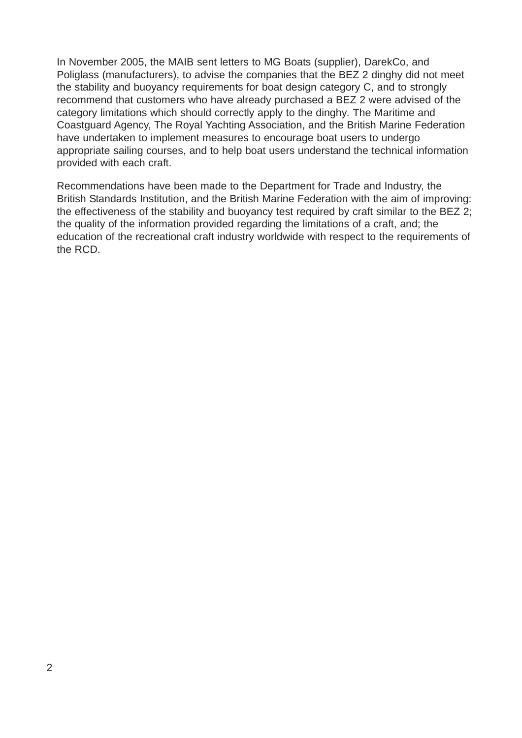In November 2005, the MAIB sent letters to MG Boats (supplier), DarekCo, and Poliglass (manufacturers), to advise the companies that the BEZ 2 dinghy did not meet the stability and buoyancy requirements for boat design category C, and to strongly recommend that customers who have already purchased a BEZ 2 were advised of the category limitations which should correctly apply to the dinghy. The Maritime and Coastguard Agency, The Royal Yachting Association, and the British Marine Federation have undertaken to implement measures to encourage boat users to undergo appropriate sailing courses, and to help boat users understand the technical information provided with each craft.

Recommendations have been made to the Department for Trade and Industry, the British Standards Institution, and the British Marine Federation with the aim of improving: the effectiveness of the stability and buoyancy test required by craft similar to the BEZ 2; the quality of the information provided regarding the limitations of a craft, and; the education of the recreational craft industry worldwide with respect to the requirements of the RCD.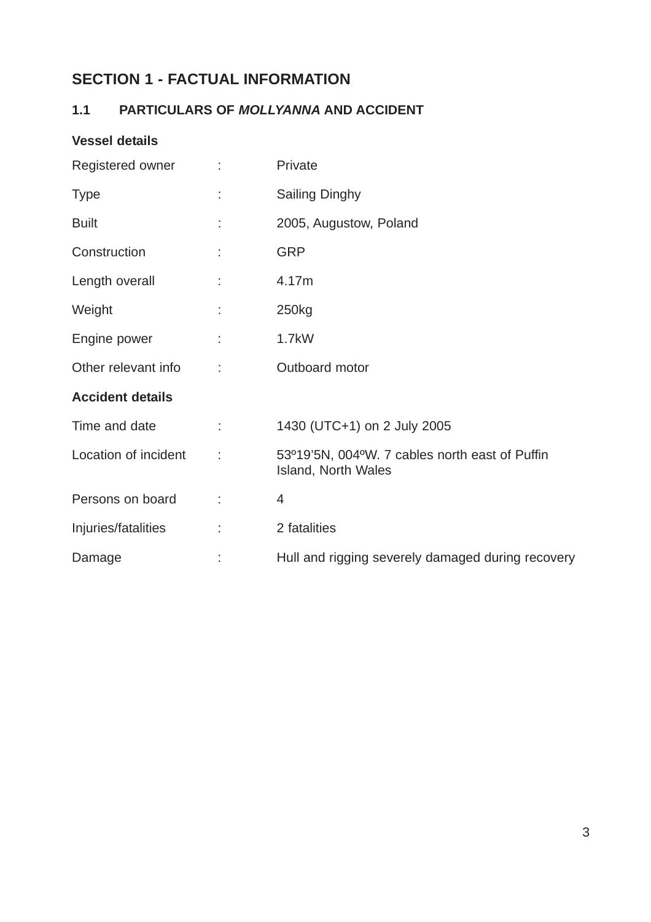# SECTION 1 - FACTUAL INFORMATION

## 1.1 PARTICULARS OF *MOLLYANNA* AND ACCIDENT

**Vessel details**

| | | |
|---|---|---|
| Registered owner | : | Private |
| Type | : | Sailing Dinghy |
| Built | : | 2005, Augustow, Poland |
| Construction | : | GRP |
| Length overall | : | 4.17m |
| Weight | : | 250kg |
| Engine power | : | 1.7kW |
| Other relevant info | : | Outboard motor |

**Accident details**

| | | |
|---|---|---|
| Time and date | : | 1430 (UTC+1) on 2 July 2005 |
| Location of incident | : | 53º19'5N, 004ºW. 7 cables north east of Puffin Island, North Wales |
| Persons on board | : | 4 |
| Injuries/fatalities | : | 2 fatalities |
| Damage | : | Hull and rigging severely damaged during recovery |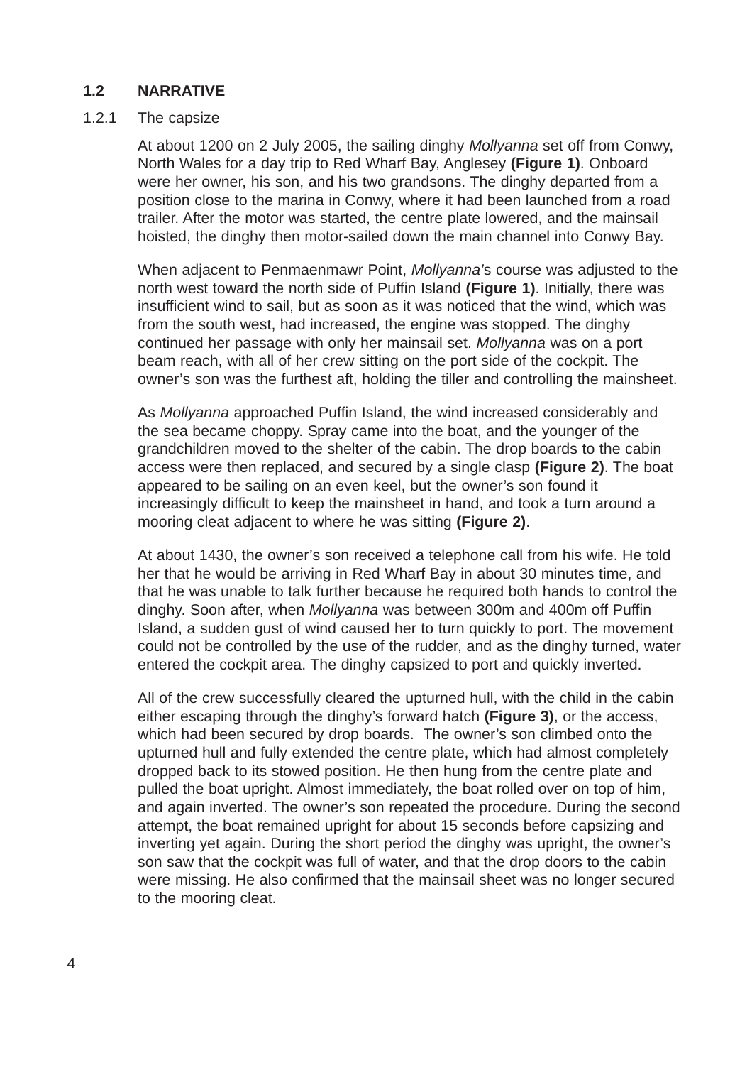## 1.2 NARRATIVE

### 1.2.1 The capsize

At about 1200 on 2 July 2005, the sailing dinghy *Mollyanna* set off from Conwy, North Wales for a day trip to Red Wharf Bay, Anglesey **(Figure 1)**. Onboard were her owner, his son, and his two grandsons. The dinghy departed from a position close to the marina in Conwy, where it had been launched from a road trailer. After the motor was started, the centre plate lowered, and the mainsail hoisted, the dinghy then motor-sailed down the main channel into Conwy Bay.

When adjacent to Penmaenmawr Point, *Mollyanna'*s course was adjusted to the north west toward the north side of Puffin Island **(Figure 1)**. Initially, there was insufficient wind to sail, but as soon as it was noticed that the wind, which was from the south west, had increased, the engine was stopped. The dinghy continued her passage with only her mainsail set. *Mollyanna* was on a port beam reach, with all of her crew sitting on the port side of the cockpit. The owner's son was the furthest aft, holding the tiller and controlling the mainsheet.

As *Mollyanna* approached Puffin Island, the wind increased considerably and the sea became choppy. Spray came into the boat, and the younger of the grandchildren moved to the shelter of the cabin. The drop boards to the cabin access were then replaced, and secured by a single clasp **(Figure 2)**. The boat appeared to be sailing on an even keel, but the owner's son found it increasingly difficult to keep the mainsheet in hand, and took a turn around a mooring cleat adjacent to where he was sitting **(Figure 2)**.

At about 1430, the owner's son received a telephone call from his wife. He told her that he would be arriving in Red Wharf Bay in about 30 minutes time, and that he was unable to talk further because he required both hands to control the dinghy. Soon after, when *Mollyanna* was between 300m and 400m off Puffin Island, a sudden gust of wind caused her to turn quickly to port. The movement could not be controlled by the use of the rudder, and as the dinghy turned, water entered the cockpit area. The dinghy capsized to port and quickly inverted.

All of the crew successfully cleared the upturned hull, with the child in the cabin either escaping through the dinghy's forward hatch **(Figure 3)**, or the access, which had been secured by drop boards. The owner's son climbed onto the upturned hull and fully extended the centre plate, which had almost completely dropped back to its stowed position. He then hung from the centre plate and pulled the boat upright. Almost immediately, the boat rolled over on top of him, and again inverted. The owner's son repeated the procedure. During the second attempt, the boat remained upright for about 15 seconds before capsizing and inverting yet again. During the short period the dinghy was upright, the owner's son saw that the cockpit was full of water, and that the drop doors to the cabin were missing. He also confirmed that the mainsail sheet was no longer secured to the mooring cleat.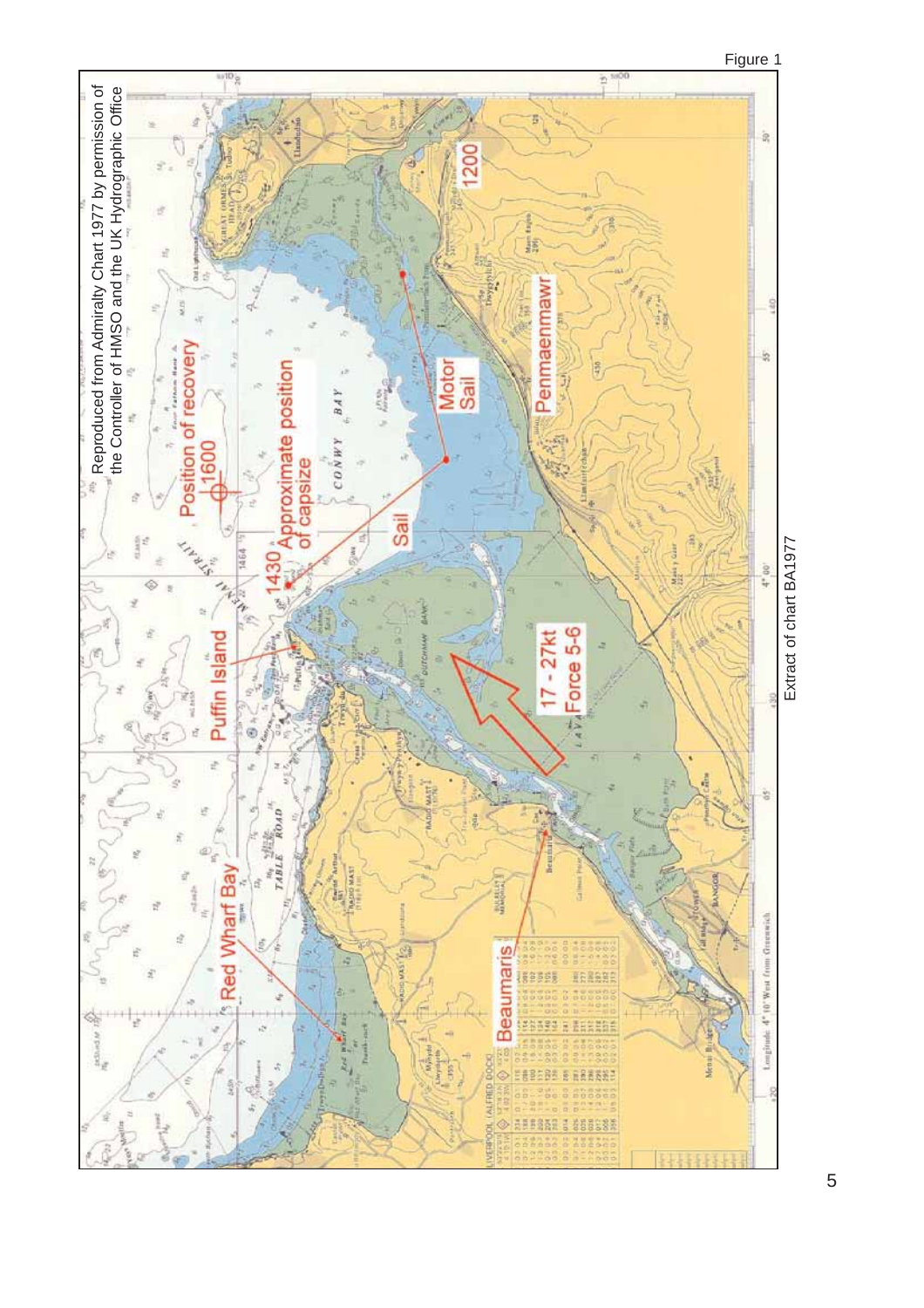Figure 1

Reproduced from Admiralty Chart 1977 by permission of the Controller of HMSO and the UK Hydrographic Office

Position of recovery 1600

Approximate position of capsize 1430

Puffin Island

Red Wharf Bay

Beaumaris

Sail

Motor Sail

1200

Penmaenmawr

17 - 27kt Force 5-6

Extract of chart BA1977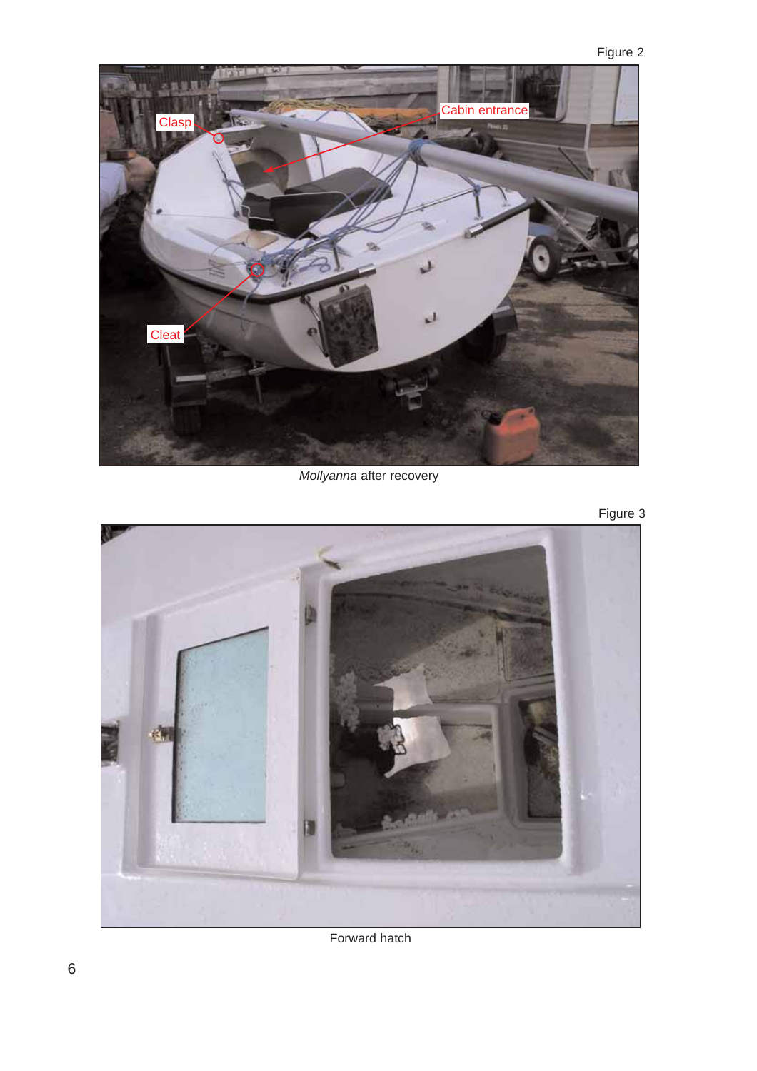Figure 2

*Mollyanna* after recovery

Figure 3

Forward hatch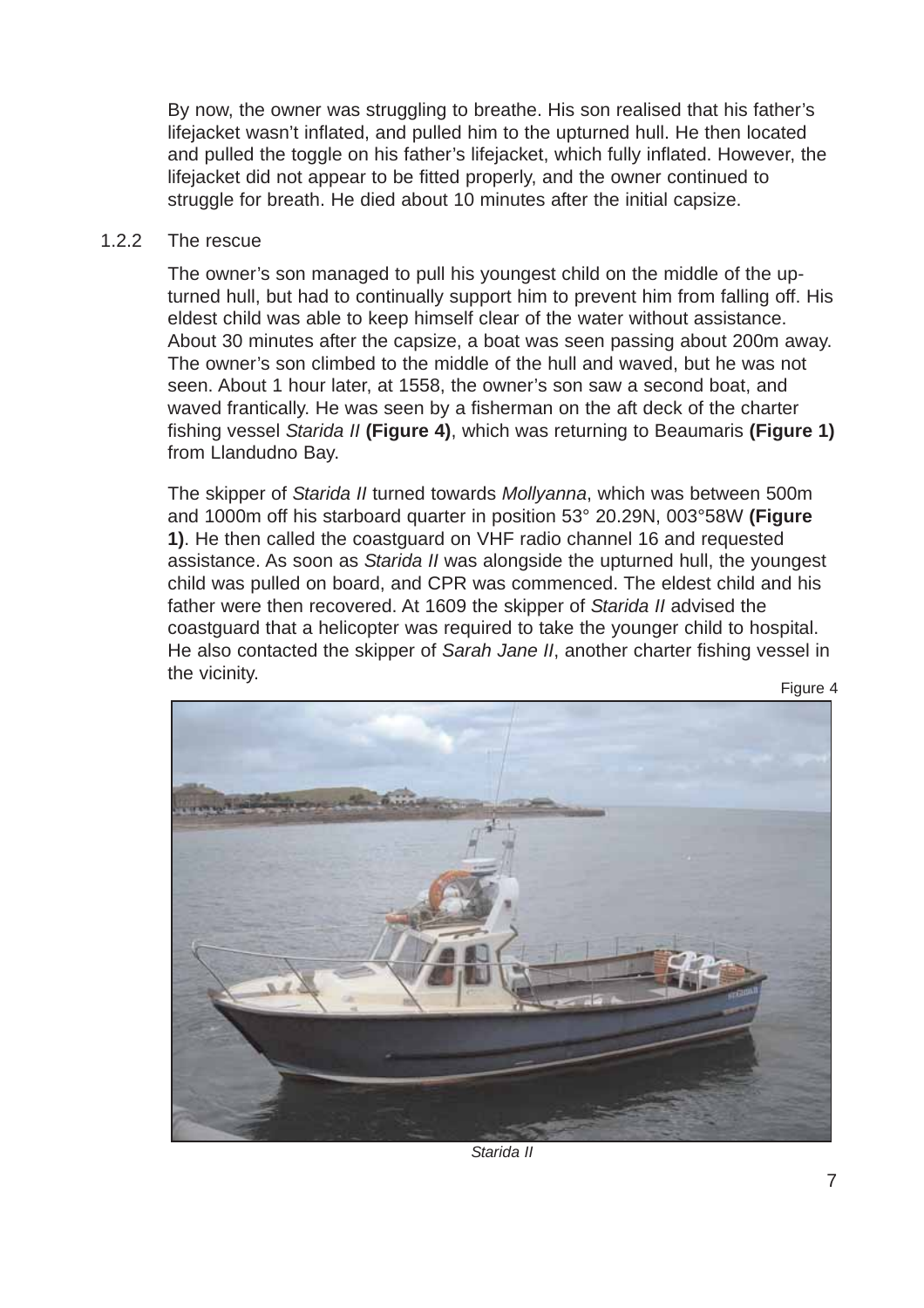By now, the owner was struggling to breathe. His son realised that his father's lifejacket wasn't inflated, and pulled him to the upturned hull. He then located and pulled the toggle on his father's lifejacket, which fully inflated. However, the lifejacket did not appear to be fitted properly, and the owner continued to struggle for breath. He died about 10 minutes after the initial capsize.

### 1.2.2 The rescue

The owner's son managed to pull his youngest child on the middle of the upturned hull, but had to continually support him to prevent him from falling off. His eldest child was able to keep himself clear of the water without assistance. About 30 minutes after the capsize, a boat was seen passing about 200m away. The owner's son climbed to the middle of the hull and waved, but he was not seen. About 1 hour later, at 1558, the owner's son saw a second boat, and waved frantically. He was seen by a fisherman on the aft deck of the charter fishing vessel *Starida II* **(Figure 4)**, which was returning to Beaumaris **(Figure 1)** from Llandudno Bay.

The skipper of *Starida II* turned towards *Mollyanna*, which was between 500m and 1000m off his starboard quarter in position 53° 20.29N, 003°58W **(Figure 1)**. He then called the coastguard on VHF radio channel 16 and requested assistance. As soon as *Starida II* was alongside the upturned hull, the youngest child was pulled on board, and CPR was commenced. The eldest child and his father were then recovered. At 1609 the skipper of *Starida II* advised the coastguard that a helicopter was required to take the younger child to hospital. He also contacted the skipper of *Sarah Jane II*, another charter fishing vessel in the vicinity.

Figure 4

*Starida II*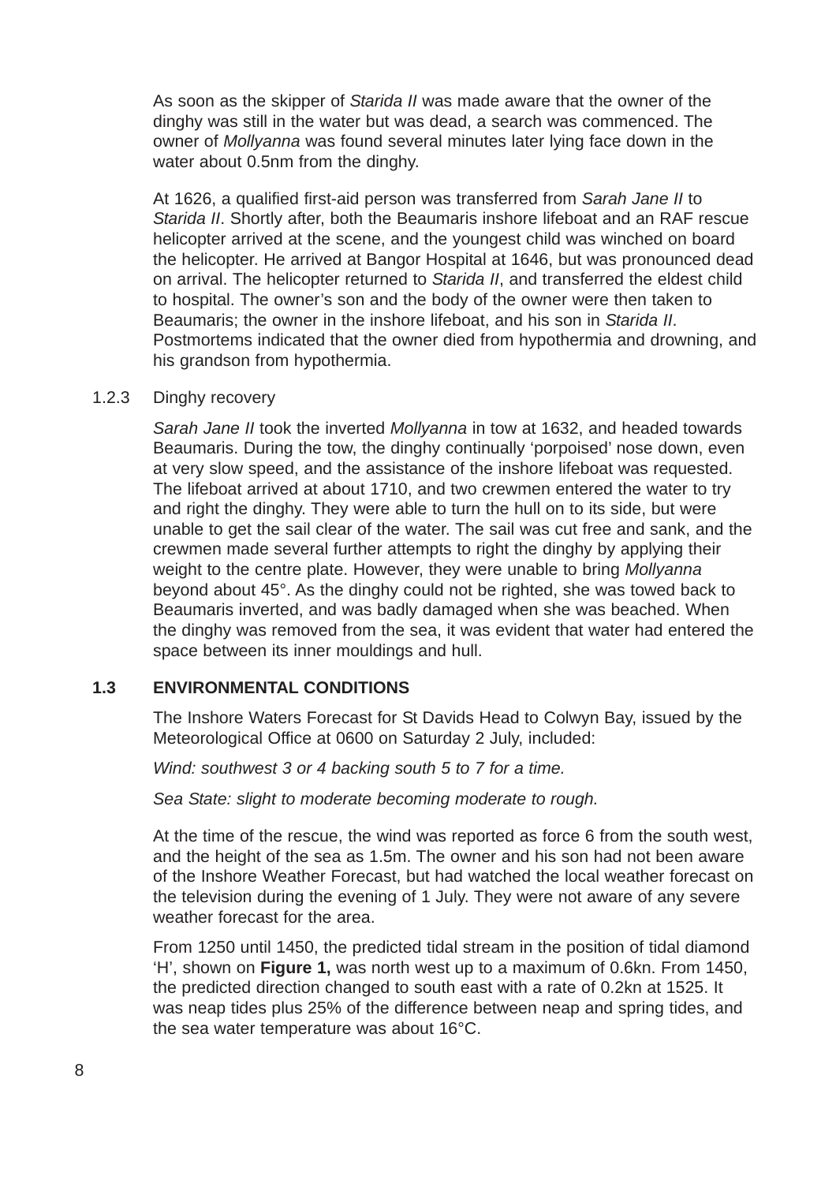As soon as the skipper of *Starida II* was made aware that the owner of the dinghy was still in the water but was dead, a search was commenced. The owner of *Mollyanna* was found several minutes later lying face down in the water about 0.5nm from the dinghy.

At 1626, a qualified first-aid person was transferred from *Sarah Jane II* to *Starida II*. Shortly after, both the Beaumaris inshore lifeboat and an RAF rescue helicopter arrived at the scene, and the youngest child was winched on board the helicopter. He arrived at Bangor Hospital at 1646, but was pronounced dead on arrival. The helicopter returned to *Starida II*, and transferred the eldest child to hospital. The owner's son and the body of the owner were then taken to Beaumaris; the owner in the inshore lifeboat, and his son in *Starida II*. Postmortems indicated that the owner died from hypothermia and drowning, and his grandson from hypothermia.

### 1.2.3 Dinghy recovery

*Sarah Jane II* took the inverted *Mollyanna* in tow at 1632, and headed towards Beaumaris. During the tow, the dinghy continually 'porpoised' nose down, even at very slow speed, and the assistance of the inshore lifeboat was requested. The lifeboat arrived at about 1710, and two crewmen entered the water to try and right the dinghy. They were able to turn the hull on to its side, but were unable to get the sail clear of the water. The sail was cut free and sank, and the crewmen made several further attempts to right the dinghy by applying their weight to the centre plate. However, they were unable to bring *Mollyanna* beyond about 45°. As the dinghy could not be righted, she was towed back to Beaumaris inverted, and was badly damaged when she was beached. When the dinghy was removed from the sea, it was evident that water had entered the space between its inner mouldings and hull.

## 1.3 ENVIRONMENTAL CONDITIONS

The Inshore Waters Forecast for St Davids Head to Colwyn Bay, issued by the Meteorological Office at 0600 on Saturday 2 July, included:

*Wind: southwest 3 or 4 backing south 5 to 7 for a time.*

*Sea State: slight to moderate becoming moderate to rough.*

At the time of the rescue, the wind was reported as force 6 from the south west, and the height of the sea as 1.5m. The owner and his son had not been aware of the Inshore Weather Forecast, but had watched the local weather forecast on the television during the evening of 1 July. They were not aware of any severe weather forecast for the area.

From 1250 until 1450, the predicted tidal stream in the position of tidal diamond 'H', shown on **Figure 1,** was north west up to a maximum of 0.6kn. From 1450, the predicted direction changed to south east with a rate of 0.2kn at 1525. It was neap tides plus 25% of the difference between neap and spring tides, and the sea water temperature was about 16°C.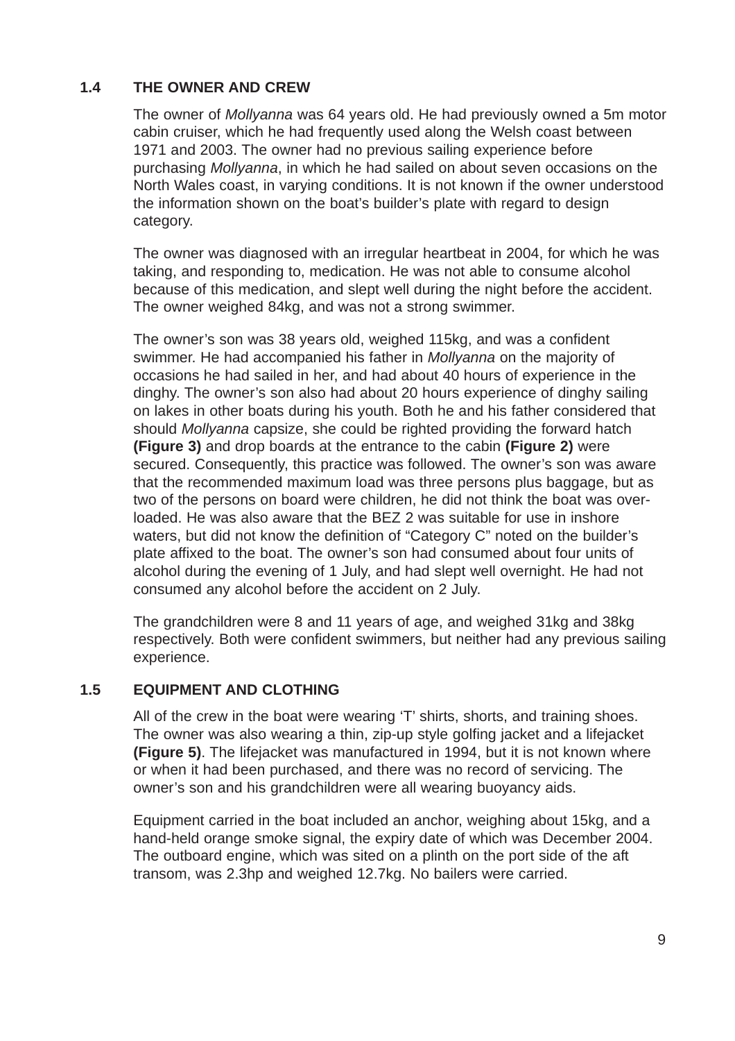## 1.4 THE OWNER AND CREW

The owner of *Mollyanna* was 64 years old. He had previously owned a 5m motor cabin cruiser, which he had frequently used along the Welsh coast between 1971 and 2003. The owner had no previous sailing experience before purchasing *Mollyanna*, in which he had sailed on about seven occasions on the North Wales coast, in varying conditions. It is not known if the owner understood the information shown on the boat's builder's plate with regard to design category.

The owner was diagnosed with an irregular heartbeat in 2004, for which he was taking, and responding to, medication. He was not able to consume alcohol because of this medication, and slept well during the night before the accident. The owner weighed 84kg, and was not a strong swimmer.

The owner's son was 38 years old, weighed 115kg, and was a confident swimmer. He had accompanied his father in *Mollyanna* on the majority of occasions he had sailed in her, and had about 40 hours of experience in the dinghy. The owner's son also had about 20 hours experience of dinghy sailing on lakes in other boats during his youth. Both he and his father considered that should *Mollyanna* capsize, she could be righted providing the forward hatch **(Figure 3)** and drop boards at the entrance to the cabin **(Figure 2)** were secured. Consequently, this practice was followed. The owner's son was aware that the recommended maximum load was three persons plus baggage, but as two of the persons on board were children, he did not think the boat was over-loaded. He was also aware that the BEZ 2 was suitable for use in inshore waters, but did not know the definition of "Category C" noted on the builder's plate affixed to the boat. The owner's son had consumed about four units of alcohol during the evening of 1 July, and had slept well overnight. He had not consumed any alcohol before the accident on 2 July.

The grandchildren were 8 and 11 years of age, and weighed 31kg and 38kg respectively. Both were confident swimmers, but neither had any previous sailing experience.

## 1.5 EQUIPMENT AND CLOTHING

All of the crew in the boat were wearing 'T' shirts, shorts, and training shoes. The owner was also wearing a thin, zip-up style golfing jacket and a lifejacket **(Figure 5)**. The lifejacket was manufactured in 1994, but it is not known where or when it had been purchased, and there was no record of servicing. The owner's son and his grandchildren were all wearing buoyancy aids.

Equipment carried in the boat included an anchor, weighing about 15kg, and a hand-held orange smoke signal, the expiry date of which was December 2004. The outboard engine, which was sited on a plinth on the port side of the aft transom, was 2.3hp and weighed 12.7kg. No bailers were carried.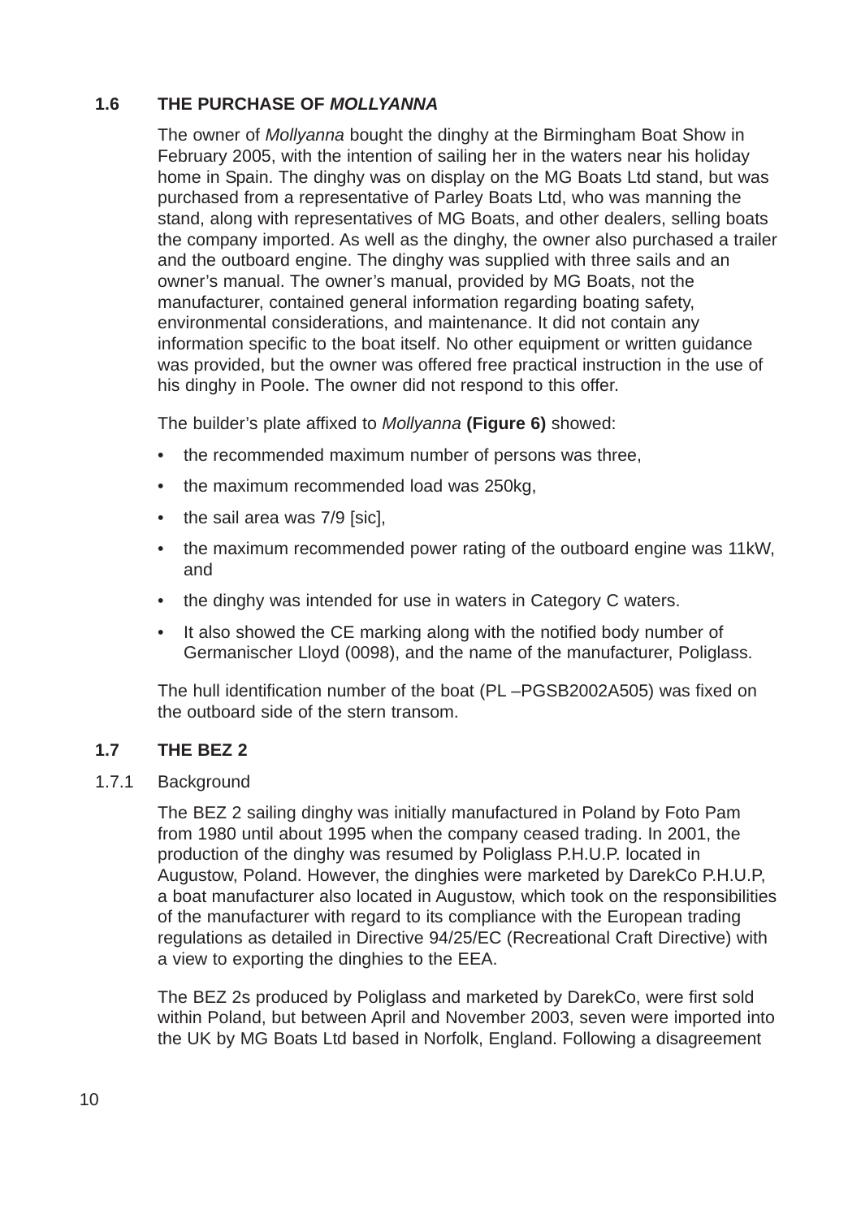## 1.6 THE PURCHASE OF *MOLLYANNA*

The owner of *Mollyanna* bought the dinghy at the Birmingham Boat Show in February 2005, with the intention of sailing her in the waters near his holiday home in Spain. The dinghy was on display on the MG Boats Ltd stand, but was purchased from a representative of Parley Boats Ltd, who was manning the stand, along with representatives of MG Boats, and other dealers, selling boats the company imported. As well as the dinghy, the owner also purchased a trailer and the outboard engine. The dinghy was supplied with three sails and an owner's manual. The owner's manual, provided by MG Boats, not the manufacturer, contained general information regarding boating safety, environmental considerations, and maintenance. It did not contain any information specific to the boat itself. No other equipment or written guidance was provided, but the owner was offered free practical instruction in the use of his dinghy in Poole. The owner did not respond to this offer.

The builder's plate affixed to *Mollyanna* **(Figure 6)** showed:

- the recommended maximum number of persons was three,
- the maximum recommended load was 250kg,
- the sail area was 7/9 [sic],
- the maximum recommended power rating of the outboard engine was 11kW, and
- the dinghy was intended for use in waters in Category C waters.
- It also showed the CE marking along with the notified body number of Germanischer Lloyd (0098), and the name of the manufacturer, Poliglass.

The hull identification number of the boat (PL –PGSB2002A505) was fixed on the outboard side of the stern transom.

## 1.7 THE BEZ 2

### 1.7.1 Background

The BEZ 2 sailing dinghy was initially manufactured in Poland by Foto Pam from 1980 until about 1995 when the company ceased trading. In 2001, the production of the dinghy was resumed by Poliglass P.H.U.P. located in Augustow, Poland. However, the dinghies were marketed by DarekCo P.H.U.P, a boat manufacturer also located in Augustow, which took on the responsibilities of the manufacturer with regard to its compliance with the European trading regulations as detailed in Directive 94/25/EC (Recreational Craft Directive) with a view to exporting the dinghies to the EEA.

The BEZ 2s produced by Poliglass and marketed by DarekCo, were first sold within Poland, but between April and November 2003, seven were imported into the UK by MG Boats Ltd based in Norfolk, England. Following a disagreement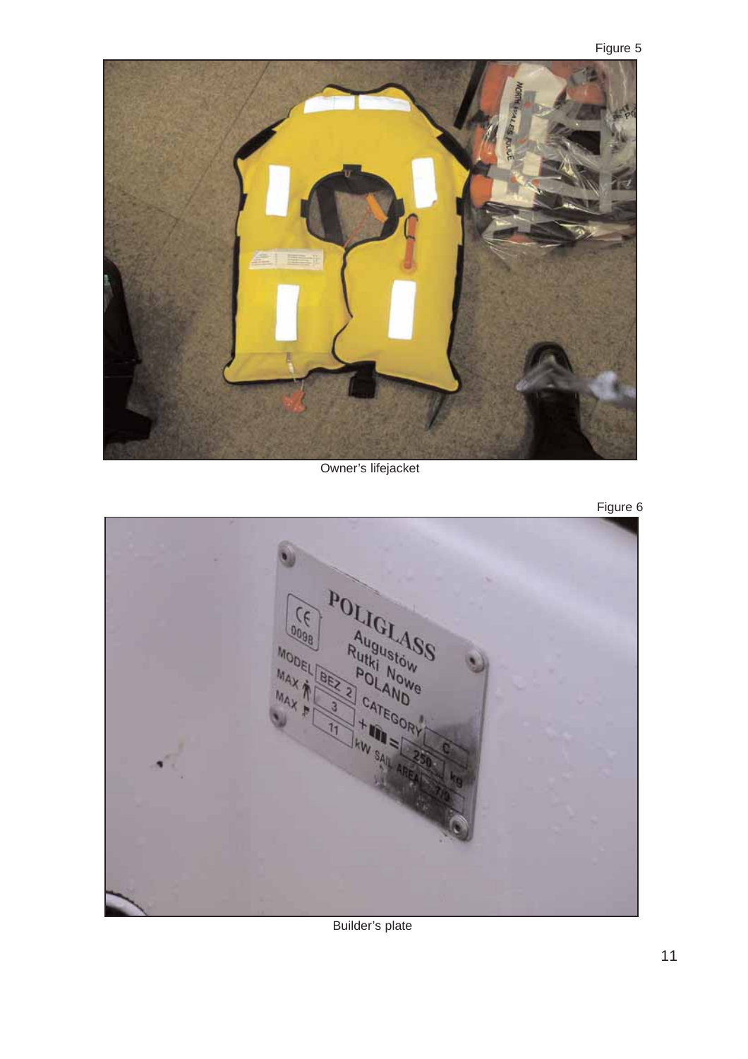Figure 5

Owner's lifejacket

Figure 6

Builder's plate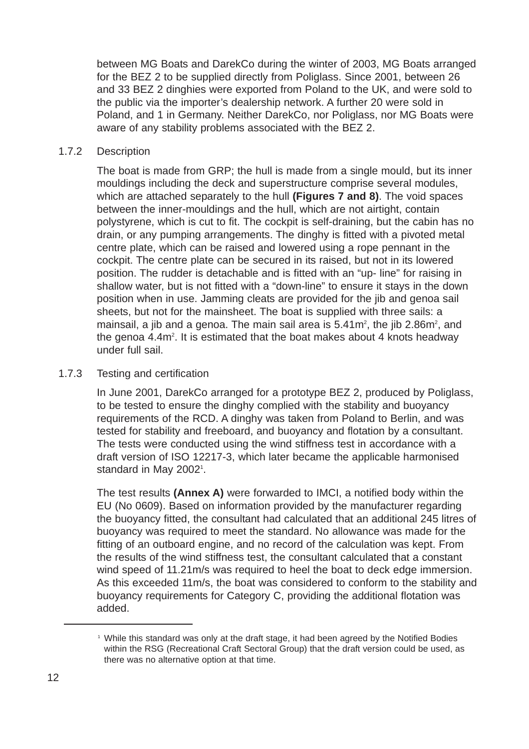between MG Boats and DarekCo during the winter of 2003, MG Boats arranged for the BEZ 2 to be supplied directly from Poliglass. Since 2001, between 26 and 33 BEZ 2 dinghies were exported from Poland to the UK, and were sold to the public via the importer's dealership network. A further 20 were sold in Poland, and 1 in Germany. Neither DarekCo, nor Poliglass, nor MG Boats were aware of any stability problems associated with the BEZ 2.

### 1.7.2 Description

The boat is made from GRP; the hull is made from a single mould, but its inner mouldings including the deck and superstructure comprise several modules, which are attached separately to the hull **(Figures 7 and 8)**. The void spaces between the inner-mouldings and the hull, which are not airtight, contain polystyrene, which is cut to fit. The cockpit is self-draining, but the cabin has no drain, or any pumping arrangements. The dinghy is fitted with a pivoted metal centre plate, which can be raised and lowered using a rope pennant in the cockpit. The centre plate can be secured in its raised, but not in its lowered position. The rudder is detachable and is fitted with an "up- line" for raising in shallow water, but is not fitted with a "down-line" to ensure it stays in the down position when in use. Jamming cleats are provided for the jib and genoa sail sheets, but not for the mainsheet. The boat is supplied with three sails: a mainsail, a jib and a genoa. The main sail area is 5.41m$^2$, the jib 2.86m$^2$, and the genoa 4.4m$^2$. It is estimated that the boat makes about 4 knots headway under full sail.

### 1.7.3 Testing and certification

In June 2001, DarekCo arranged for a prototype BEZ 2, produced by Poliglass, to be tested to ensure the dinghy complied with the stability and buoyancy requirements of the RCD. A dinghy was taken from Poland to Berlin, and was tested for stability and freeboard, and buoyancy and flotation by a consultant. The tests were conducted using the wind stiffness test in accordance with a draft version of ISO 12217-3, which later became the applicable harmonised standard in May 2002[1].

The test results **(Annex A)** were forwarded to IMCI, a notified body within the EU (No 0609). Based on information provided by the manufacturer regarding the buoyancy fitted, the consultant had calculated that an additional 245 litres of buoyancy was required to meet the standard. No allowance was made for the fitting of an outboard engine, and no record of the calculation was kept. From the results of the wind stiffness test, the consultant calculated that a constant wind speed of 11.21m/s was required to heel the boat to deck edge immersion. As this exceeded 11m/s, the boat was considered to conform to the stability and buoyancy requirements for Category C, providing the additional flotation was added.

---

[1] While this standard was only at the draft stage, it had been agreed by the Notified Bodies within the RSG (Recreational Craft Sectoral Group) that the draft version could be used, as there was no alternative option at that time.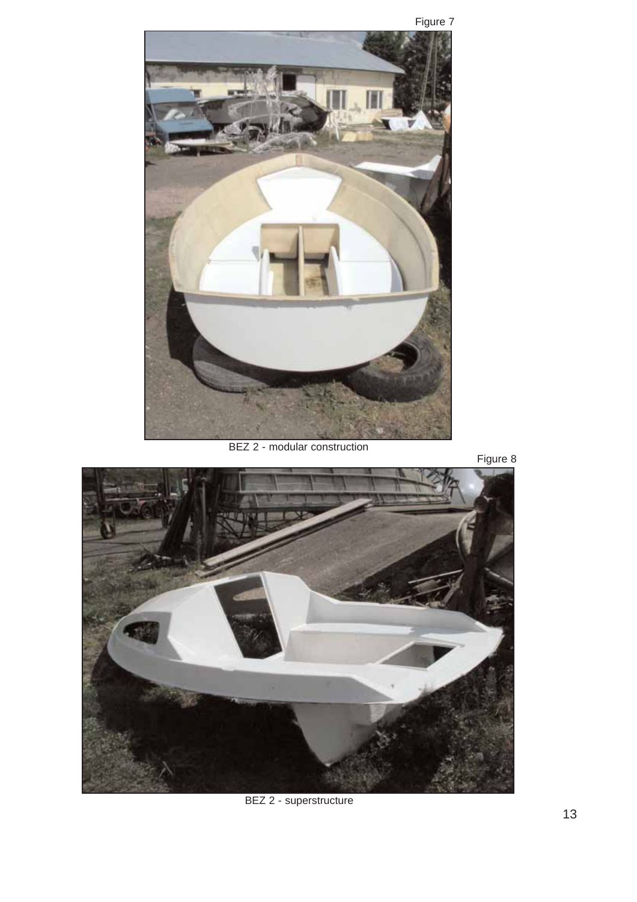Figure 7

BEZ 2 - modular construction

Figure 8

BEZ 2 - superstructure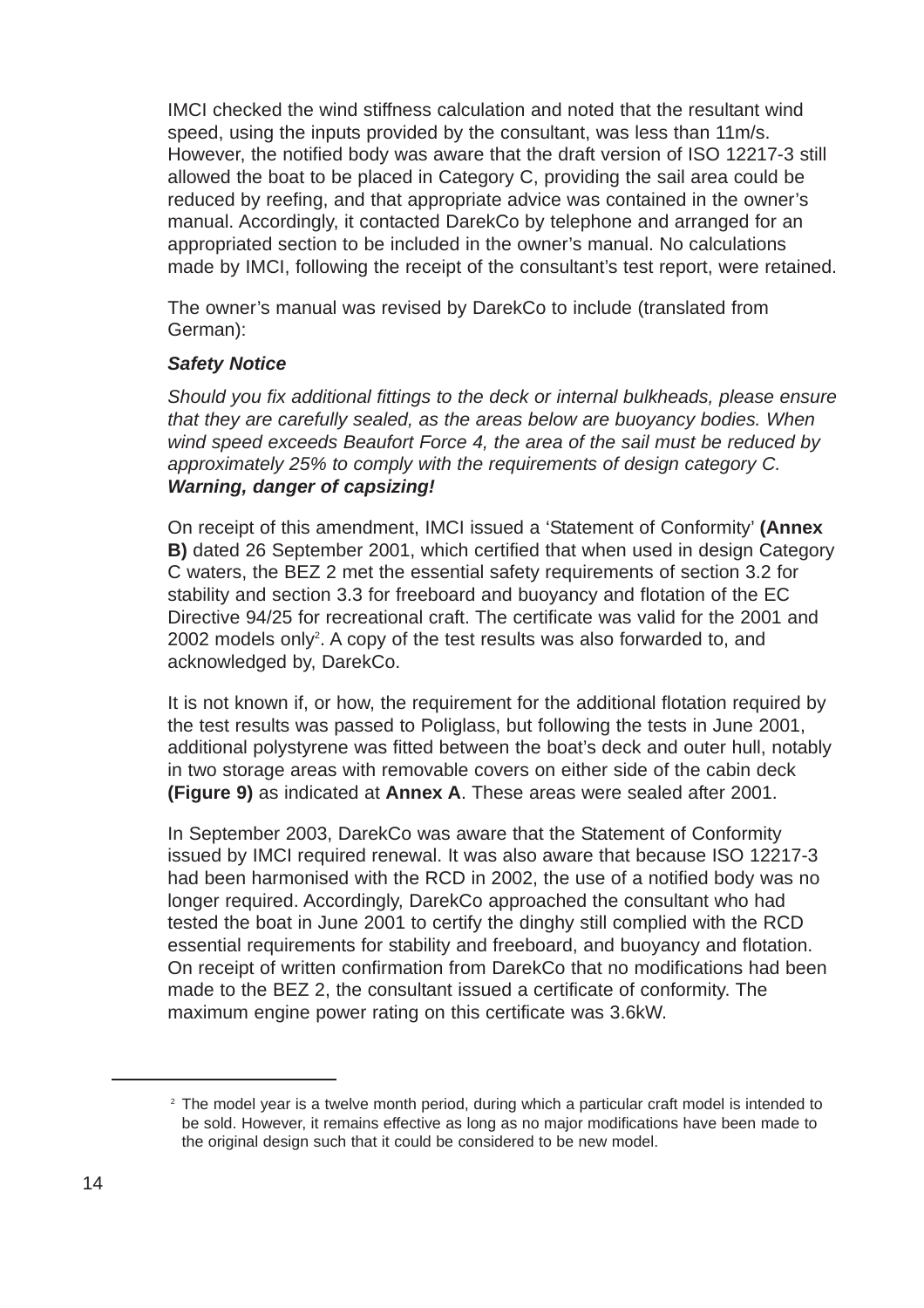IMCI checked the wind stiffness calculation and noted that the resultant wind speed, using the inputs provided by the consultant, was less than 11m/s. However, the notified body was aware that the draft version of ISO 12217-3 still allowed the boat to be placed in Category C, providing the sail area could be reduced by reefing, and that appropriate advice was contained in the owner's manual. Accordingly, it contacted DarekCo by telephone and arranged for an appropriated section to be included in the owner's manual. No calculations made by IMCI, following the receipt of the consultant's test report, were retained.

The owner's manual was revised by DarekCo to include (translated from German):

***Safety Notice***

*Should you fix additional fittings to the deck or internal bulkheads, please ensure that they are carefully sealed, as the areas below are buoyancy bodies. When wind speed exceeds Beaufort Force 4, the area of the sail must be reduced by approximately 25% to comply with the requirements of design category C.* ***Warning, danger of capsizing!***

On receipt of this amendment, IMCI issued a 'Statement of Conformity' **(Annex B)** dated 26 September 2001, which certified that when used in design Category C waters, the BEZ 2 met the essential safety requirements of section 3.2 for stability and section 3.3 for freeboard and buoyancy and flotation of the EC Directive 94/25 for recreational craft. The certificate was valid for the 2001 and 2002 models only[2]. A copy of the test results was also forwarded to, and acknowledged by, DarekCo.

It is not known if, or how, the requirement for the additional flotation required by the test results was passed to Poliglass, but following the tests in June 2001, additional polystyrene was fitted between the boat's deck and outer hull, notably in two storage areas with removable covers on either side of the cabin deck **(Figure 9)** as indicated at **Annex A**. These areas were sealed after 2001.

In September 2003, DarekCo was aware that the Statement of Conformity issued by IMCI required renewal. It was also aware that because ISO 12217-3 had been harmonised with the RCD in 2002, the use of a notified body was no longer required. Accordingly, DarekCo approached the consultant who had tested the boat in June 2001 to certify the dinghy still complied with the RCD essential requirements for stability and freeboard, and buoyancy and flotation. On receipt of written confirmation from DarekCo that no modifications had been made to the BEZ 2, the consultant issued a certificate of conformity. The maximum engine power rating on this certificate was 3.6kW.

---

[2] The model year is a twelve month period, during which a particular craft model is intended to be sold. However, it remains effective as long as no major modifications have been made to the original design such that it could be considered to be new model.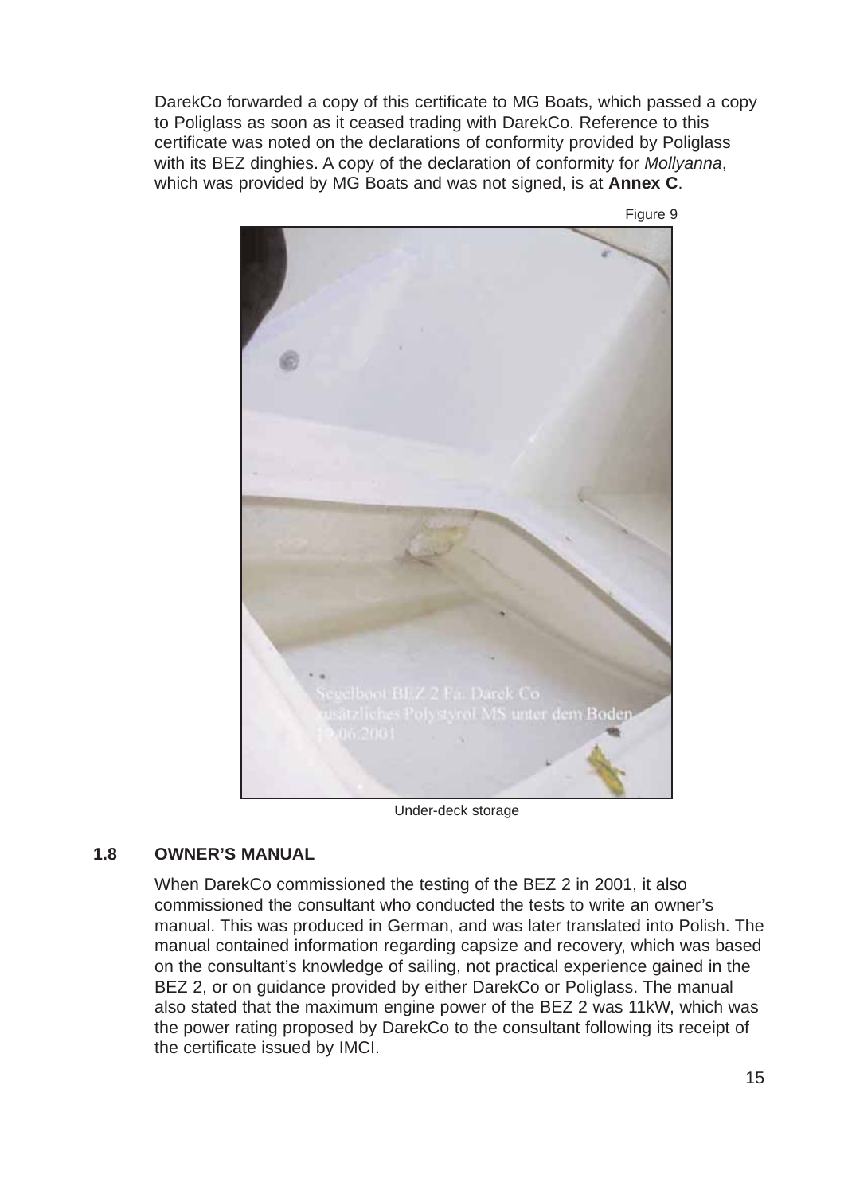DarekCo forwarded a copy of this certificate to MG Boats, which passed a copy to Poliglass as soon as it ceased trading with DarekCo. Reference to this certificate was noted on the declarations of conformity provided by Poliglass with its BEZ dinghies. A copy of the declaration of conformity for *Mollyanna*, which was provided by MG Boats and was not signed, is at **Annex C**.

Figure 9

Under-deck storage

## 1.8 OWNER'S MANUAL

When DarekCo commissioned the testing of the BEZ 2 in 2001, it also commissioned the consultant who conducted the tests to write an owner's manual. This was produced in German, and was later translated into Polish. The manual contained information regarding capsize and recovery, which was based on the consultant's knowledge of sailing, not practical experience gained in the BEZ 2, or on guidance provided by either DarekCo or Poliglass. The manual also stated that the maximum engine power of the BEZ 2 was 11kW, which was the power rating proposed by DarekCo to the consultant following its receipt of the certificate issued by IMCI.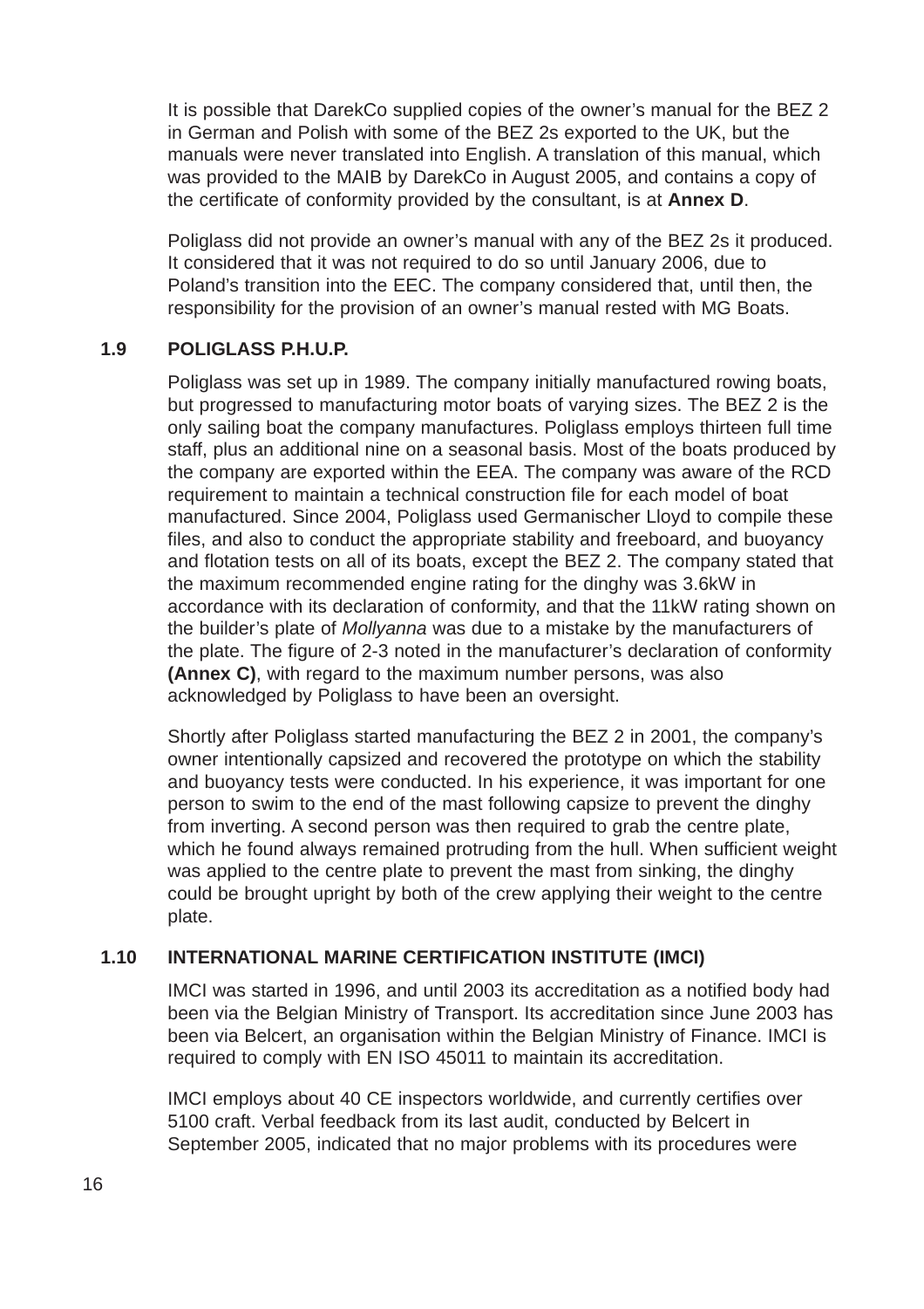It is possible that DarekCo supplied copies of the owner's manual for the BEZ 2 in German and Polish with some of the BEZ 2s exported to the UK, but the manuals were never translated into English. A translation of this manual, which was provided to the MAIB by DarekCo in August 2005, and contains a copy of the certificate of conformity provided by the consultant, is at **Annex D**.

Poliglass did not provide an owner's manual with any of the BEZ 2s it produced. It considered that it was not required to do so until January 2006, due to Poland's transition into the EEC. The company considered that, until then, the responsibility for the provision of an owner's manual rested with MG Boats.

## 1.9 POLIGLASS P.H.U.P.

Poliglass was set up in 1989. The company initially manufactured rowing boats, but progressed to manufacturing motor boats of varying sizes. The BEZ 2 is the only sailing boat the company manufactures. Poliglass employs thirteen full time staff, plus an additional nine on a seasonal basis. Most of the boats produced by the company are exported within the EEA. The company was aware of the RCD requirement to maintain a technical construction file for each model of boat manufactured. Since 2004, Poliglass used Germanischer Lloyd to compile these files, and also to conduct the appropriate stability and freeboard, and buoyancy and flotation tests on all of its boats, except the BEZ 2. The company stated that the maximum recommended engine rating for the dinghy was 3.6kW in accordance with its declaration of conformity, and that the 11kW rating shown on the builder's plate of *Mollyanna* was due to a mistake by the manufacturers of the plate. The figure of 2-3 noted in the manufacturer's declaration of conformity **(Annex C)**, with regard to the maximum number persons, was also acknowledged by Poliglass to have been an oversight.

Shortly after Poliglass started manufacturing the BEZ 2 in 2001, the company's owner intentionally capsized and recovered the prototype on which the stability and buoyancy tests were conducted. In his experience, it was important for one person to swim to the end of the mast following capsize to prevent the dinghy from inverting. A second person was then required to grab the centre plate, which he found always remained protruding from the hull. When sufficient weight was applied to the centre plate to prevent the mast from sinking, the dinghy could be brought upright by both of the crew applying their weight to the centre plate.

## 1.10 INTERNATIONAL MARINE CERTIFICATION INSTITUTE (IMCI)

IMCI was started in 1996, and until 2003 its accreditation as a notified body had been via the Belgian Ministry of Transport. Its accreditation since June 2003 has been via Belcert, an organisation within the Belgian Ministry of Finance. IMCI is required to comply with EN ISO 45011 to maintain its accreditation.

IMCI employs about 40 CE inspectors worldwide, and currently certifies over 5100 craft. Verbal feedback from its last audit, conducted by Belcert in September 2005, indicated that no major problems with its procedures were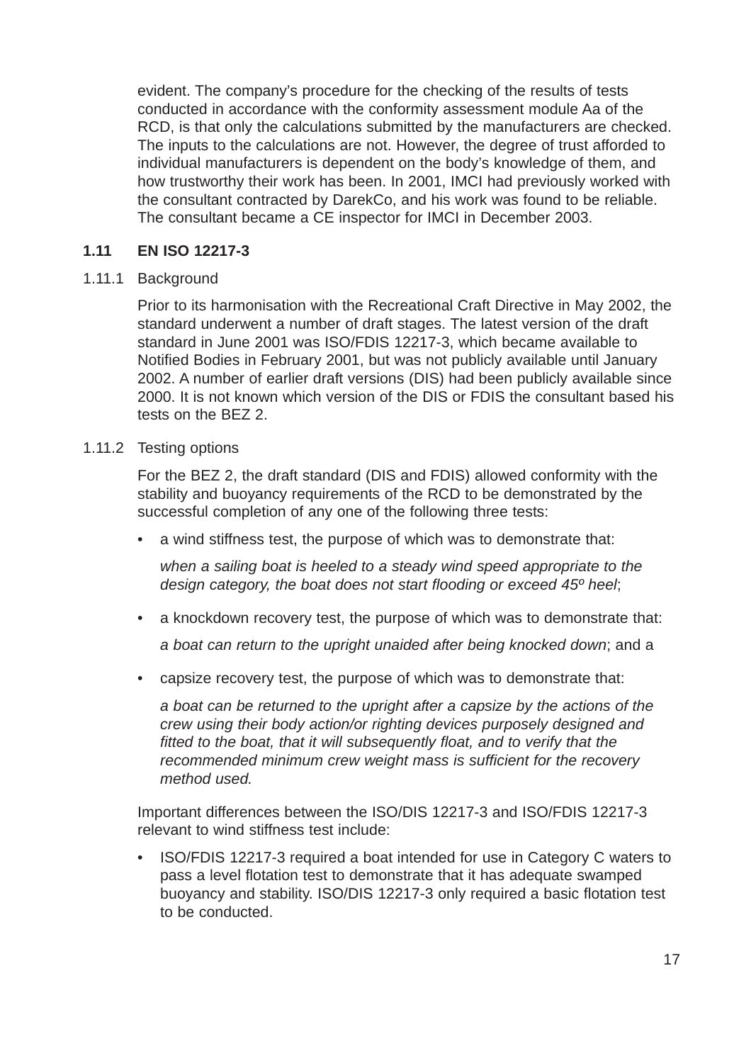evident. The company's procedure for the checking of the results of tests conducted in accordance with the conformity assessment module Aa of the RCD, is that only the calculations submitted by the manufacturers are checked. The inputs to the calculations are not. However, the degree of trust afforded to individual manufacturers is dependent on the body's knowledge of them, and how trustworthy their work has been. In 2001, IMCI had previously worked with the consultant contracted by DarekCo, and his work was found to be reliable. The consultant became a CE inspector for IMCI in December 2003.

## 1.11 EN ISO 12217-3

### 1.11.1 Background

Prior to its harmonisation with the Recreational Craft Directive in May 2002, the standard underwent a number of draft stages. The latest version of the draft standard in June 2001 was ISO/FDIS 12217-3, which became available to Notified Bodies in February 2001, but was not publicly available until January 2002. A number of earlier draft versions (DIS) had been publicly available since 2000. It is not known which version of the DIS or FDIS the consultant based his tests on the BEZ 2.

### 1.11.2 Testing options

For the BEZ 2, the draft standard (DIS and FDIS) allowed conformity with the stability and buoyancy requirements of the RCD to be demonstrated by the successful completion of any one of the following three tests:

- a wind stiffness test, the purpose of which was to demonstrate that:

  *when a sailing boat is heeled to a steady wind speed appropriate to the design category, the boat does not start flooding or exceed 45º heel*;

- a knockdown recovery test, the purpose of which was to demonstrate that:

  *a boat can return to the upright unaided after being knocked down*; and a

- capsize recovery test, the purpose of which was to demonstrate that:

  *a boat can be returned to the upright after a capsize by the actions of the crew using their body action/or righting devices purposely designed and fitted to the boat, that it will subsequently float, and to verify that the recommended minimum crew weight mass is sufficient for the recovery method used.*

Important differences between the ISO/DIS 12217-3 and ISO/FDIS 12217-3 relevant to wind stiffness test include:

- ISO/FDIS 12217-3 required a boat intended for use in Category C waters to pass a level flotation test to demonstrate that it has adequate swamped buoyancy and stability. ISO/DIS 12217-3 only required a basic flotation test to be conducted.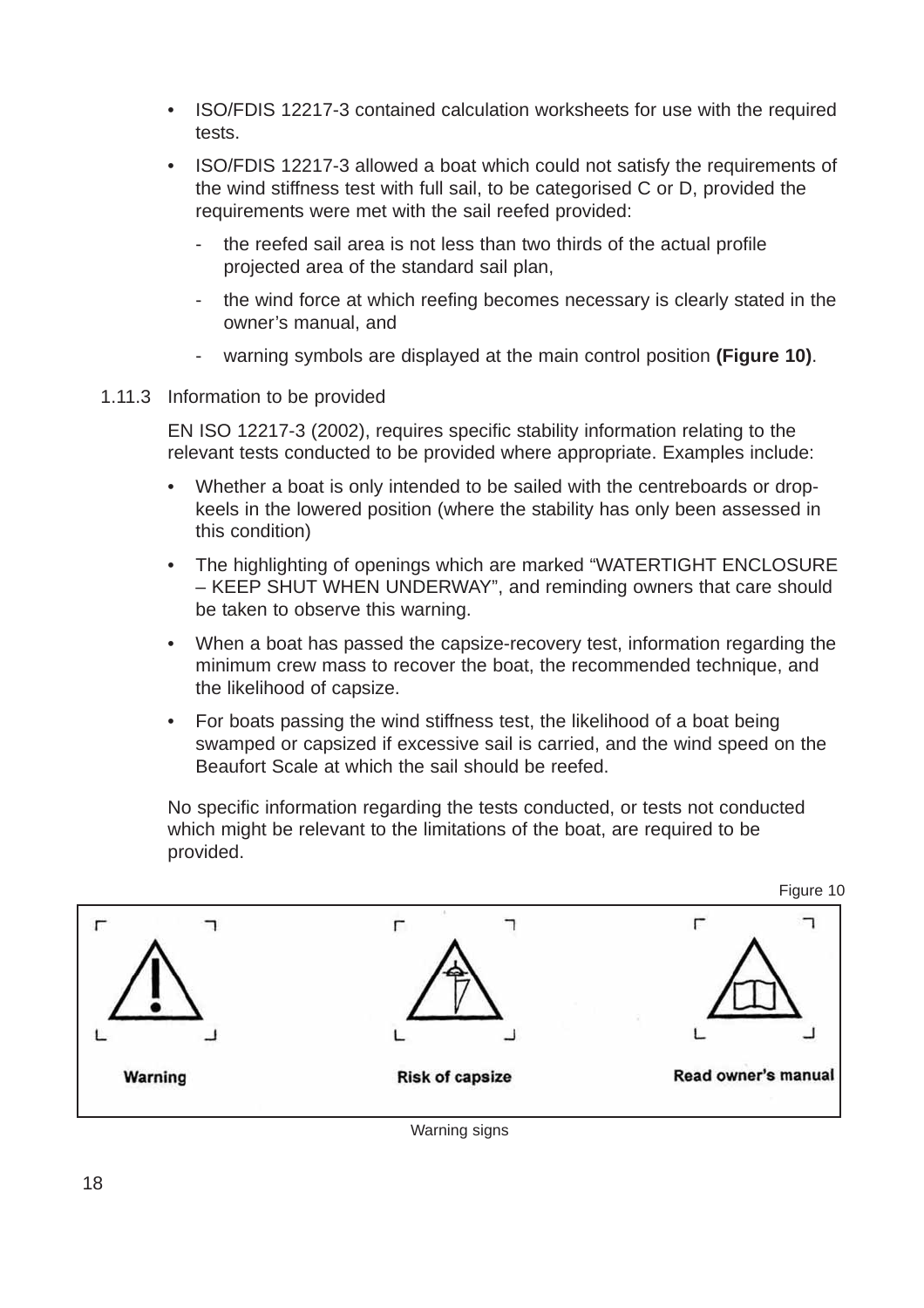- ISO/FDIS 12217-3 contained calculation worksheets for use with the required tests.
- ISO/FDIS 12217-3 allowed a boat which could not satisfy the requirements of the wind stiffness test with full sail, to be categorised C or D, provided the requirements were met with the sail reefed provided:
  - the reefed sail area is not less than two thirds of the actual profile projected area of the standard sail plan,
  - the wind force at which reefing becomes necessary is clearly stated in the owner's manual, and
  - warning symbols are displayed at the main control position **(Figure 10)**.

1.11.3 Information to be provided

EN ISO 12217-3 (2002), requires specific stability information relating to the relevant tests conducted to be provided where appropriate. Examples include:

- Whether a boat is only intended to be sailed with the centreboards or drop-keels in the lowered position (where the stability has only been assessed in this condition)
- The highlighting of openings which are marked "WATERTIGHT ENCLOSURE – KEEP SHUT WHEN UNDERWAY", and reminding owners that care should be taken to observe this warning.
- When a boat has passed the capsize-recovery test, information regarding the minimum crew mass to recover the boat, the recommended technique, and the likelihood of capsize.
- For boats passing the wind stiffness test, the likelihood of a boat being swamped or capsized if excessive sail is carried, and the wind speed on the Beaufort Scale at which the sail should be reefed.

No specific information regarding the tests conducted, or tests not conducted which might be relevant to the limitations of the boat, are required to be provided.

Figure 10

**Warning** | **Risk of capsize** | **Read owner's manual**

Warning signs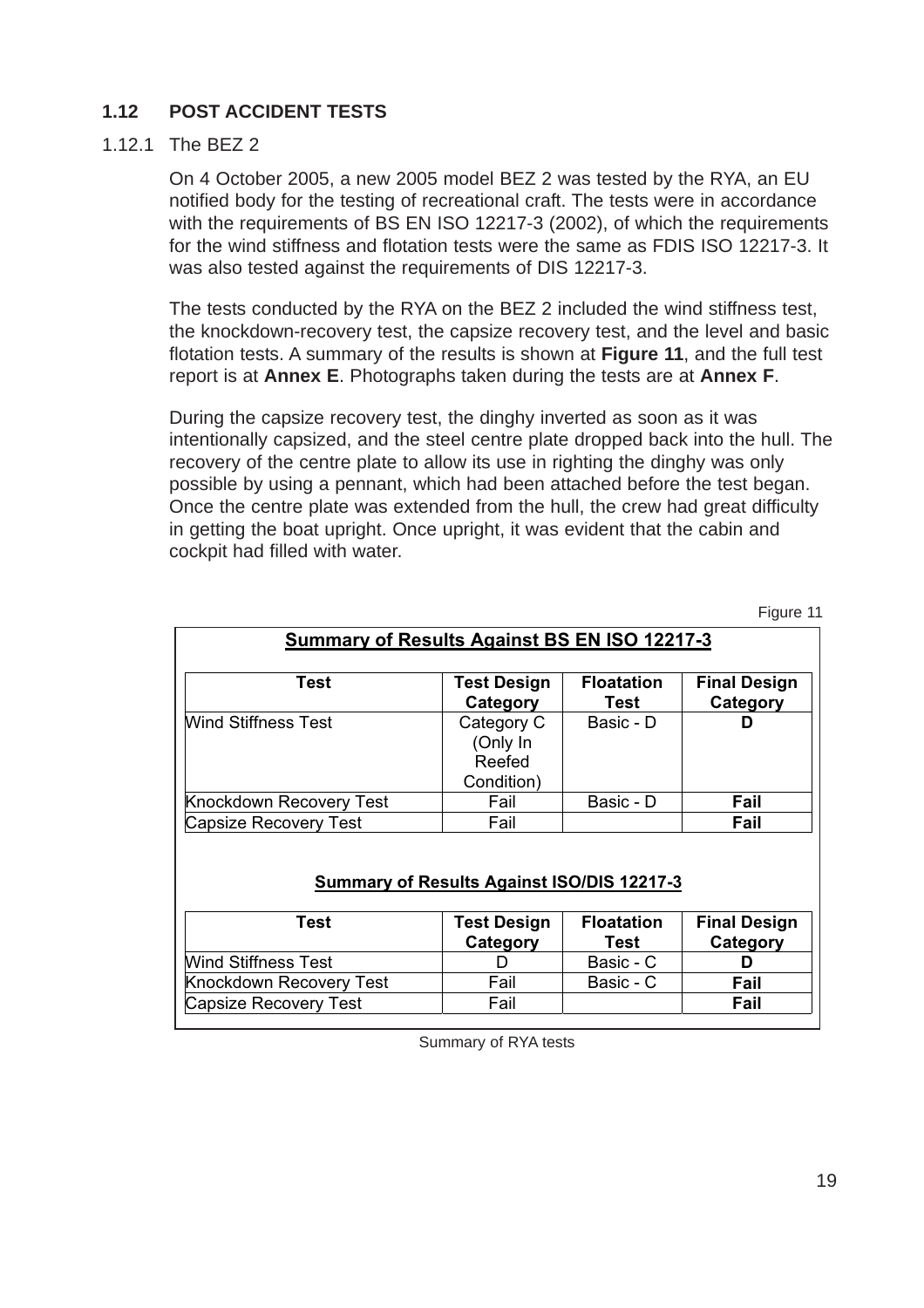## 1.12 POST ACCIDENT TESTS

### 1.12.1 The BEZ 2

On 4 October 2005, a new 2005 model BEZ 2 was tested by the RYA, an EU notified body for the testing of recreational craft. The tests were in accordance with the requirements of BS EN ISO 12217-3 (2002), of which the requirements for the wind stiffness and flotation tests were the same as FDIS ISO 12217-3. It was also tested against the requirements of DIS 12217-3.

The tests conducted by the RYA on the BEZ 2 included the wind stiffness test, the knockdown-recovery test, the capsize recovery test, and the level and basic flotation tests. A summary of the results is shown at **Figure 11**, and the full test report is at **Annex E**. Photographs taken during the tests are at **Annex F**.

During the capsize recovery test, the dinghy inverted as soon as it was intentionally capsized, and the steel centre plate dropped back into the hull. The recovery of the centre plate to allow its use in righting the dinghy was only possible by using a pennant, which had been attached before the test began. Once the centre plate was extended from the hull, the crew had great difficulty in getting the boat upright. Once upright, it was evident that the cabin and cockpit had filled with water.

Figure 11

**Summary of Results Against BS EN ISO 12217-3**

| Test | Test Design Category | Floatation Test | Final Design Category |
|---|---|---|---|
| Wind Stiffness Test | Category C (Only In Reefed Condition) | Basic - D | **D** |
| Knockdown Recovery Test | Fail | Basic - D | **Fail** |
| Capsize Recovery Test | Fail | | **Fail** |

**Summary of Results Against ISO/DIS 12217-3**

| Test | Test Design Category | Floatation Test | Final Design Category |
|---|---|---|---|
| Wind Stiffness Test | D | Basic - C | **D** |
| Knockdown Recovery Test | Fail | Basic - C | **Fail** |
| Capsize Recovery Test | Fail | | **Fail** |

Summary of RYA tests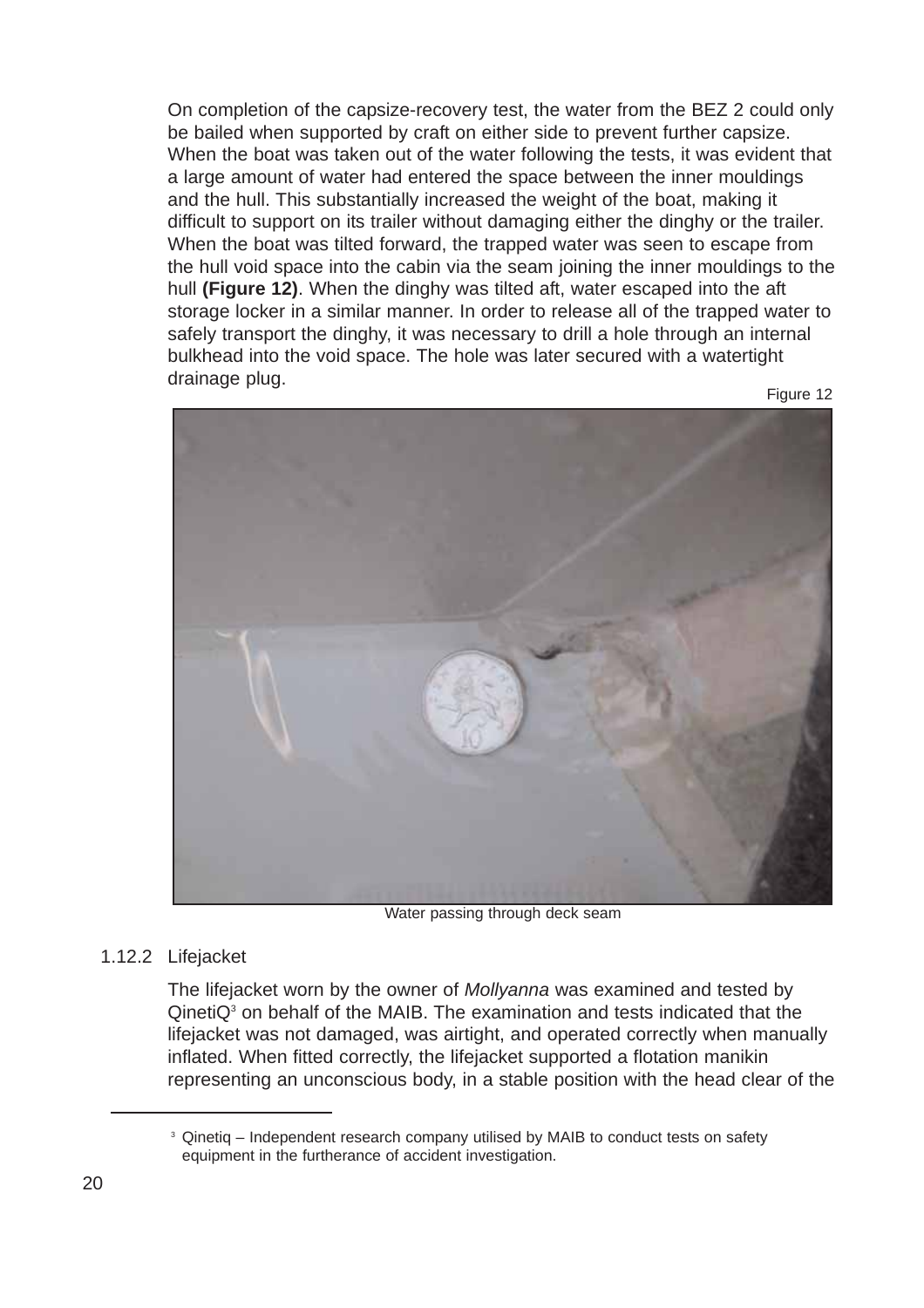On completion of the capsize-recovery test, the water from the BEZ 2 could only be bailed when supported by craft on either side to prevent further capsize. When the boat was taken out of the water following the tests, it was evident that a large amount of water had entered the space between the inner mouldings and the hull. This substantially increased the weight of the boat, making it difficult to support on its trailer without damaging either the dinghy or the trailer. When the boat was tilted forward, the trapped water was seen to escape from the hull void space into the cabin via the seam joining the inner mouldings to the hull **(Figure 12)**. When the dinghy was tilted aft, water escaped into the aft storage locker in a similar manner. In order to release all of the trapped water to safely transport the dinghy, it was necessary to drill a hole through an internal bulkhead into the void space. The hole was later secured with a watertight drainage plug.

Figure 12

Water passing through deck seam

1.12.2 Lifejacket

The lifejacket worn by the owner of *Mollyanna* was examined and tested by QinetiQ[3] on behalf of the MAIB. The examination and tests indicated that the lifejacket was not damaged, was airtight, and operated correctly when manually inflated. When fitted correctly, the lifejacket supported a flotation manikin representing an unconscious body, in a stable position with the head clear of the

[3] Qinetiq – Independent research company utilised by MAIB to conduct tests on safety equipment in the furtherance of accident investigation.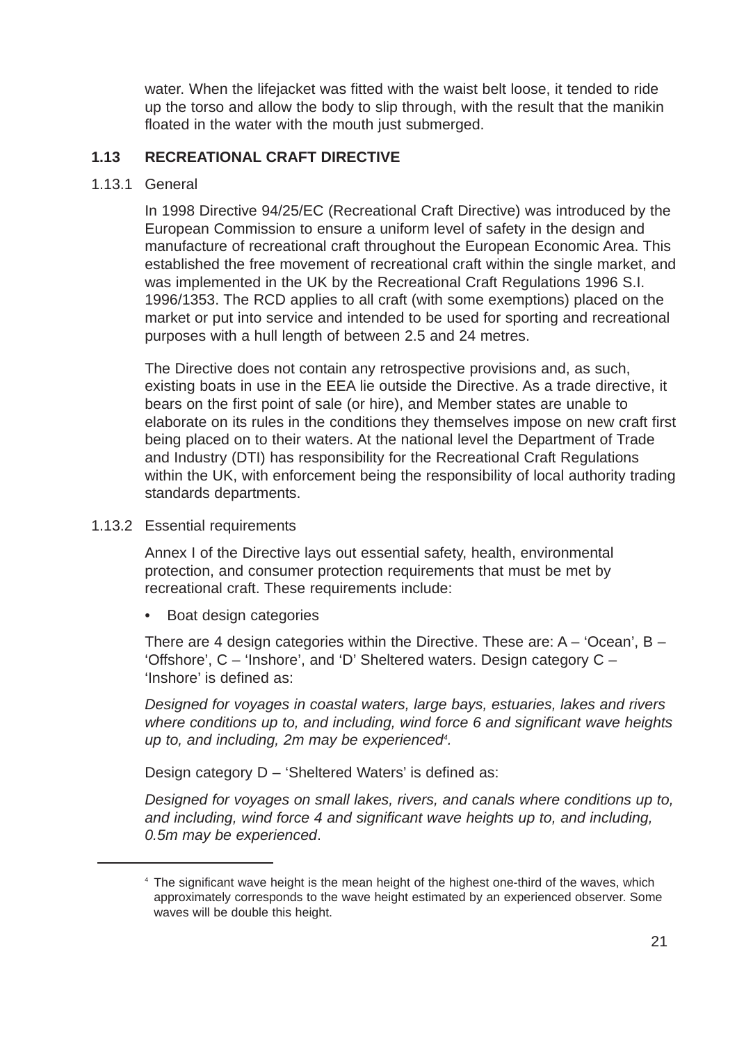water. When the lifejacket was fitted with the waist belt loose, it tended to ride up the torso and allow the body to slip through, with the result that the manikin floated in the water with the mouth just submerged.

## 1.13 RECREATIONAL CRAFT DIRECTIVE

### 1.13.1 General

In 1998 Directive 94/25/EC (Recreational Craft Directive) was introduced by the European Commission to ensure a uniform level of safety in the design and manufacture of recreational craft throughout the European Economic Area. This established the free movement of recreational craft within the single market, and was implemented in the UK by the Recreational Craft Regulations 1996 S.I. 1996/1353. The RCD applies to all craft (with some exemptions) placed on the market or put into service and intended to be used for sporting and recreational purposes with a hull length of between 2.5 and 24 metres.

The Directive does not contain any retrospective provisions and, as such, existing boats in use in the EEA lie outside the Directive. As a trade directive, it bears on the first point of sale (or hire), and Member states are unable to elaborate on its rules in the conditions they themselves impose on new craft first being placed on to their waters. At the national level the Department of Trade and Industry (DTI) has responsibility for the Recreational Craft Regulations within the UK, with enforcement being the responsibility of local authority trading standards departments.

### 1.13.2 Essential requirements

Annex I of the Directive lays out essential safety, health, environmental protection, and consumer protection requirements that must be met by recreational craft. These requirements include:

- Boat design categories

There are 4 design categories within the Directive. These are: A – 'Ocean', B – 'Offshore', C – 'Inshore', and 'D' Sheltered waters. Design category C – 'Inshore' is defined as:

*Designed for voyages in coastal waters, large bays, estuaries, lakes and rivers where conditions up to, and including, wind force 6 and significant wave heights up to, and including, 2m may be experienced*[4]*.*

Design category D – 'Sheltered Waters' is defined as:

*Designed for voyages on small lakes, rivers, and canals where conditions up to, and including, wind force 4 and significant wave heights up to, and including, 0.5m may be experienced*.

---

[4] The significant wave height is the mean height of the highest one-third of the waves, which approximately corresponds to the wave height estimated by an experienced observer. Some waves will be double this height.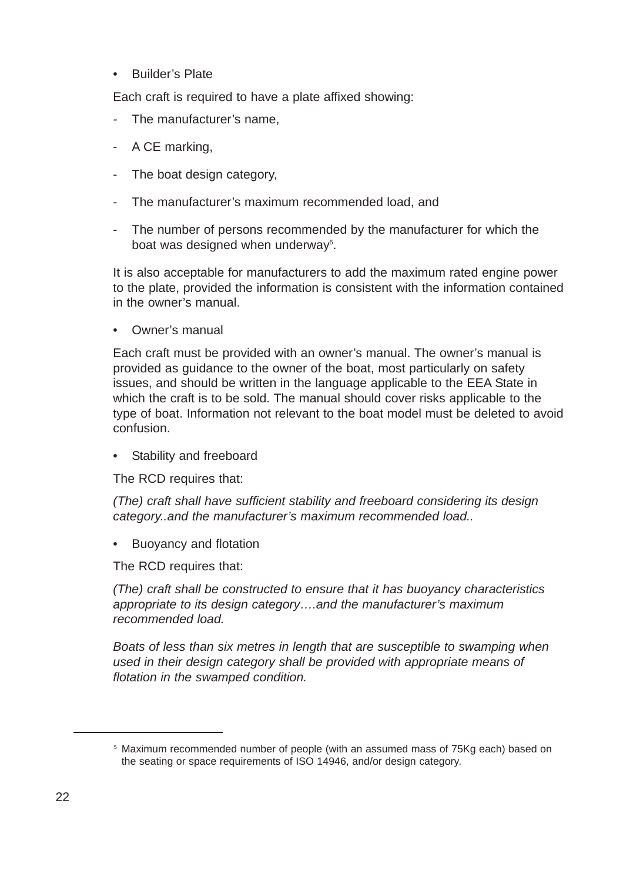- Builder's Plate

Each craft is required to have a plate affixed showing:

- The manufacturer's name,
- A CE marking,
- The boat design category,
- The manufacturer's maximum recommended load, and
- The number of persons recommended by the manufacturer for which the boat was designed when underway[5].

It is also acceptable for manufacturers to add the maximum rated engine power to the plate, provided the information is consistent with the information contained in the owner's manual.

- Owner's manual

Each craft must be provided with an owner's manual. The owner's manual is provided as guidance to the owner of the boat, most particularly on safety issues, and should be written in the language applicable to the EEA State in which the craft is to be sold. The manual should cover risks applicable to the type of boat. Information not relevant to the boat model must be deleted to avoid confusion.

- Stability and freeboard

The RCD requires that:

*(The) craft shall have sufficient stability and freeboard considering its design category..and the manufacturer's maximum recommended load..*

- Buoyancy and flotation

The RCD requires that:

*(The) craft shall be constructed to ensure that it has buoyancy characteristics appropriate to its design category….and the manufacturer's maximum recommended load.*

*Boats of less than six metres in length that are susceptible to swamping when used in their design category shall be provided with appropriate means of flotation in the swamped condition.*

---

[5] Maximum recommended number of people (with an assumed mass of 75Kg each) based on the seating or space requirements of ISO 14946, and/or design category.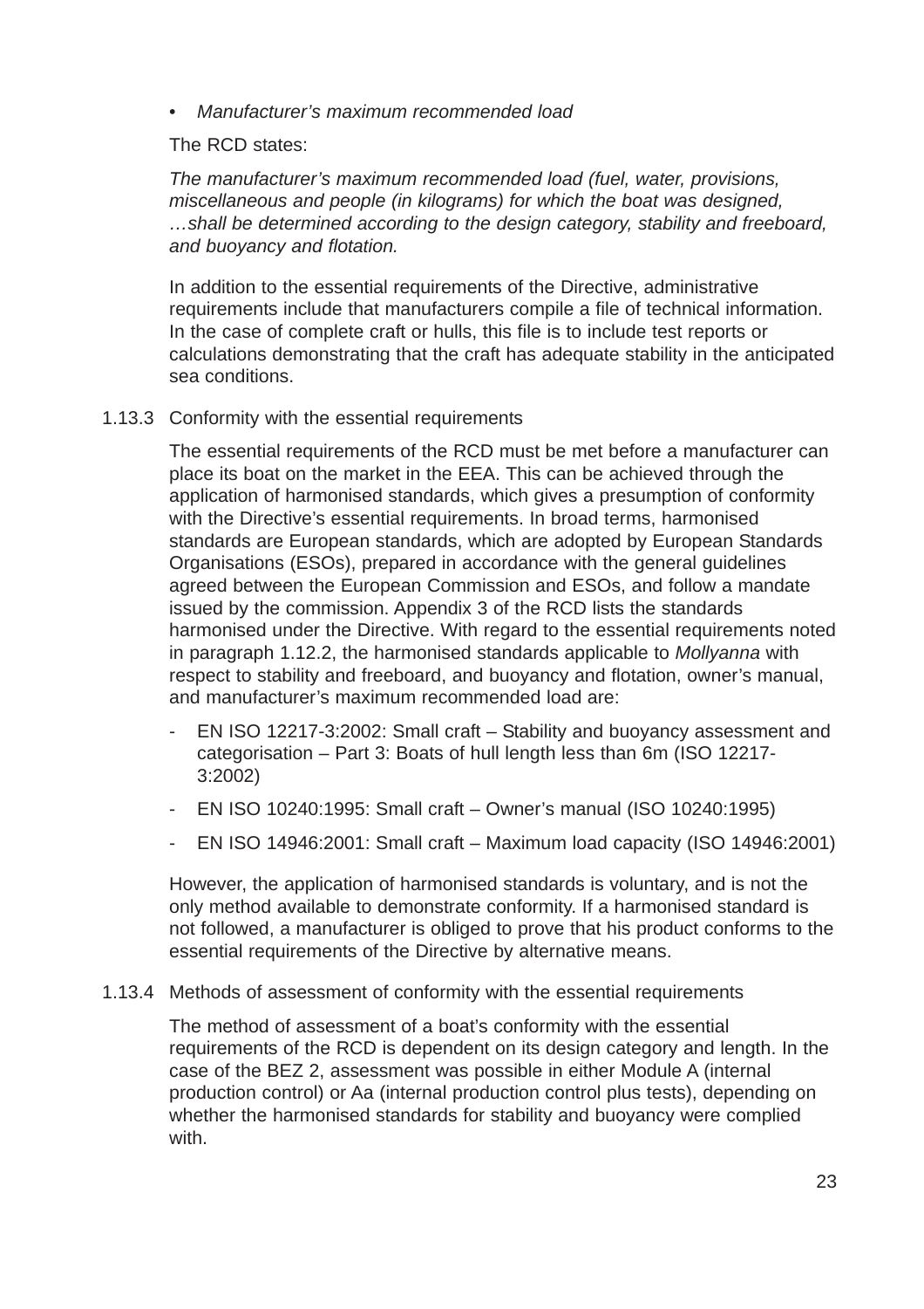- *Manufacturer's maximum recommended load*

The RCD states:

*The manufacturer's maximum recommended load (fuel, water, provisions, miscellaneous and people (in kilograms) for which the boat was designed, …shall be determined according to the design category, stability and freeboard, and buoyancy and flotation.*

In addition to the essential requirements of the Directive, administrative requirements include that manufacturers compile a file of technical information. In the case of complete craft or hulls, this file is to include test reports or calculations demonstrating that the craft has adequate stability in the anticipated sea conditions.

1.13.3 Conformity with the essential requirements

The essential requirements of the RCD must be met before a manufacturer can place its boat on the market in the EEA. This can be achieved through the application of harmonised standards, which gives a presumption of conformity with the Directive's essential requirements. In broad terms, harmonised standards are European standards, which are adopted by European Standards Organisations (ESOs), prepared in accordance with the general guidelines agreed between the European Commission and ESOs, and follow a mandate issued by the commission. Appendix 3 of the RCD lists the standards harmonised under the Directive. With regard to the essential requirements noted in paragraph 1.12.2, the harmonised standards applicable to *Mollyanna* with respect to stability and freeboard, and buoyancy and flotation, owner's manual, and manufacturer's maximum recommended load are:

- EN ISO 12217-3:2002: Small craft – Stability and buoyancy assessment and categorisation – Part 3: Boats of hull length less than 6m (ISO 12217-3:2002)
- EN ISO 10240:1995: Small craft – Owner's manual (ISO 10240:1995)
- EN ISO 14946:2001: Small craft – Maximum load capacity (ISO 14946:2001)

However, the application of harmonised standards is voluntary, and is not the only method available to demonstrate conformity. If a harmonised standard is not followed, a manufacturer is obliged to prove that his product conforms to the essential requirements of the Directive by alternative means.

1.13.4 Methods of assessment of conformity with the essential requirements

The method of assessment of a boat's conformity with the essential requirements of the RCD is dependent on its design category and length. In the case of the BEZ 2, assessment was possible in either Module A (internal production control) or Aa (internal production control plus tests), depending on whether the harmonised standards for stability and buoyancy were complied with.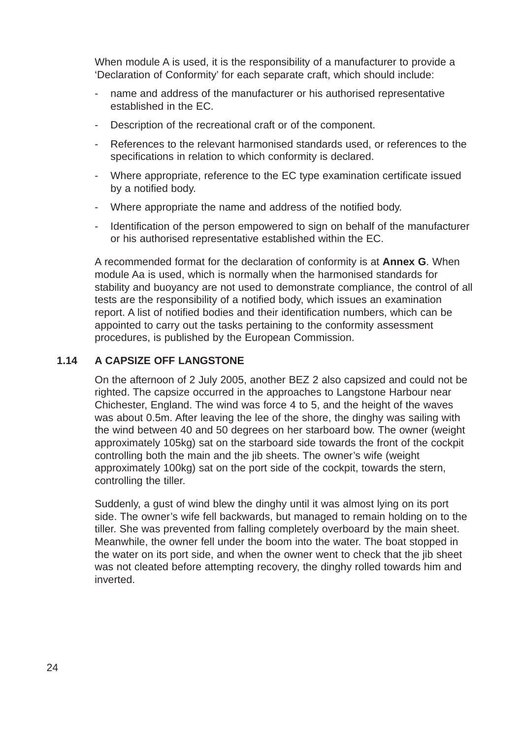When module A is used, it is the responsibility of a manufacturer to provide a ‘Declaration of Conformity’ for each separate craft, which should include:

- name and address of the manufacturer or his authorised representative established in the EC.
- Description of the recreational craft or of the component.
- References to the relevant harmonised standards used, or references to the specifications in relation to which conformity is declared.
- Where appropriate, reference to the EC type examination certificate issued by a notified body.
- Where appropriate the name and address of the notified body.
- Identification of the person empowered to sign on behalf of the manufacturer or his authorised representative established within the EC.

A recommended format for the declaration of conformity is at **Annex G**. When module Aa is used, which is normally when the harmonised standards for stability and buoyancy are not used to demonstrate compliance, the control of all tests are the responsibility of a notified body, which issues an examination report. A list of notified bodies and their identification numbers, which can be appointed to carry out the tasks pertaining to the conformity assessment procedures, is published by the European Commission.

## 1.14 A CAPSIZE OFF LANGSTONE

On the afternoon of 2 July 2005, another BEZ 2 also capsized and could not be righted. The capsize occurred in the approaches to Langstone Harbour near Chichester, England. The wind was force 4 to 5, and the height of the waves was about 0.5m. After leaving the lee of the shore, the dinghy was sailing with the wind between 40 and 50 degrees on her starboard bow. The owner (weight approximately 105kg) sat on the starboard side towards the front of the cockpit controlling both the main and the jib sheets. The owner’s wife (weight approximately 100kg) sat on the port side of the cockpit, towards the stern, controlling the tiller.

Suddenly, a gust of wind blew the dinghy until it was almost lying on its port side. The owner’s wife fell backwards, but managed to remain holding on to the tiller. She was prevented from falling completely overboard by the main sheet. Meanwhile, the owner fell under the boom into the water. The boat stopped in the water on its port side, and when the owner went to check that the jib sheet was not cleated before attempting recovery, the dinghy rolled towards him and inverted.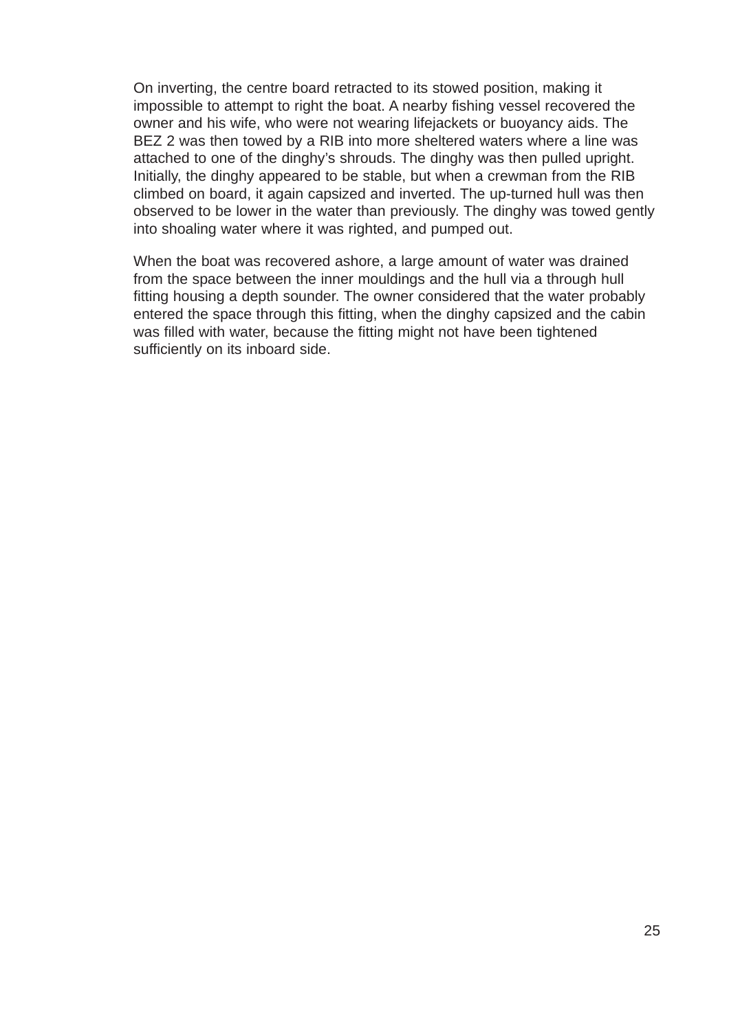On inverting, the centre board retracted to its stowed position, making it impossible to attempt to right the boat. A nearby fishing vessel recovered the owner and his wife, who were not wearing lifejackets or buoyancy aids. The BEZ 2 was then towed by a RIB into more sheltered waters where a line was attached to one of the dinghy's shrouds. The dinghy was then pulled upright. Initially, the dinghy appeared to be stable, but when a crewman from the RIB climbed on board, it again capsized and inverted. The up-turned hull was then observed to be lower in the water than previously. The dinghy was towed gently into shoaling water where it was righted, and pumped out.

When the boat was recovered ashore, a large amount of water was drained from the space between the inner mouldings and the hull via a through hull fitting housing a depth sounder. The owner considered that the water probably entered the space through this fitting, when the dinghy capsized and the cabin was filled with water, because the fitting might not have been tightened sufficiently on its inboard side.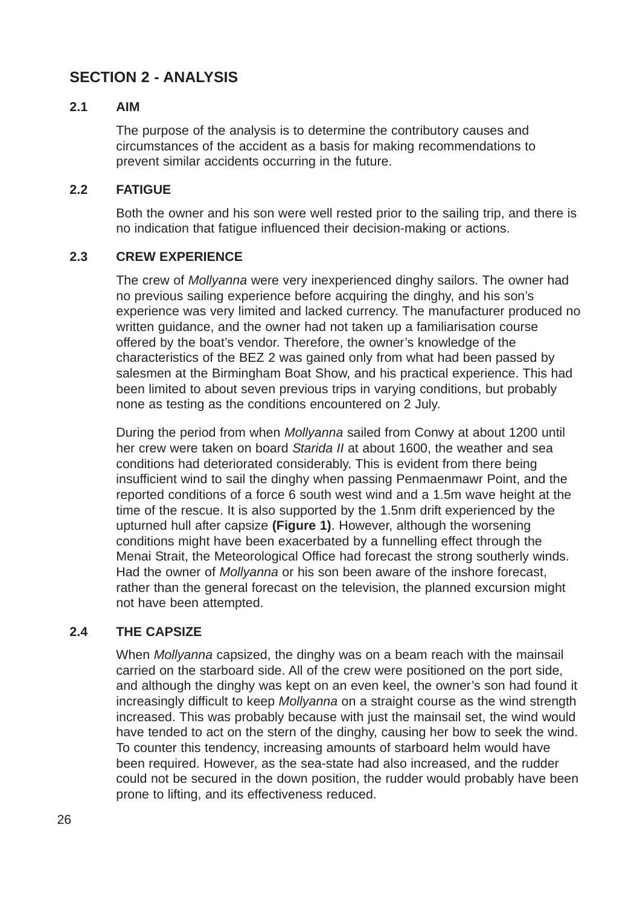## SECTION 2 - ANALYSIS

### 2.1 AIM

The purpose of the analysis is to determine the contributory causes and circumstances of the accident as a basis for making recommendations to prevent similar accidents occurring in the future.

### 2.2 FATIGUE

Both the owner and his son were well rested prior to the sailing trip, and there is no indication that fatigue influenced their decision-making or actions.

### 2.3 CREW EXPERIENCE

The crew of *Mollyanna* were very inexperienced dinghy sailors. The owner had no previous sailing experience before acquiring the dinghy, and his son's experience was very limited and lacked currency. The manufacturer produced no written guidance, and the owner had not taken up a familiarisation course offered by the boat's vendor. Therefore, the owner's knowledge of the characteristics of the BEZ 2 was gained only from what had been passed by salesmen at the Birmingham Boat Show, and his practical experience. This had been limited to about seven previous trips in varying conditions, but probably none as testing as the conditions encountered on 2 July.

During the period from when *Mollyanna* sailed from Conwy at about 1200 until her crew were taken on board *Starida II* at about 1600, the weather and sea conditions had deteriorated considerably. This is evident from there being insufficient wind to sail the dinghy when passing Penmaenmawr Point, and the reported conditions of a force 6 south west wind and a 1.5m wave height at the time of the rescue. It is also supported by the 1.5nm drift experienced by the upturned hull after capsize **(Figure 1)**. However, although the worsening conditions might have been exacerbated by a funnelling effect through the Menai Strait, the Meteorological Office had forecast the strong southerly winds. Had the owner of *Mollyanna* or his son been aware of the inshore forecast, rather than the general forecast on the television, the planned excursion might not have been attempted.

### 2.4 THE CAPSIZE

When *Mollyanna* capsized, the dinghy was on a beam reach with the mainsail carried on the starboard side. All of the crew were positioned on the port side, and although the dinghy was kept on an even keel, the owner's son had found it increasingly difficult to keep *Mollyanna* on a straight course as the wind strength increased. This was probably because with just the mainsail set, the wind would have tended to act on the stern of the dinghy, causing her bow to seek the wind. To counter this tendency, increasing amounts of starboard helm would have been required. However, as the sea-state had also increased, and the rudder could not be secured in the down position, the rudder would probably have been prone to lifting, and its effectiveness reduced.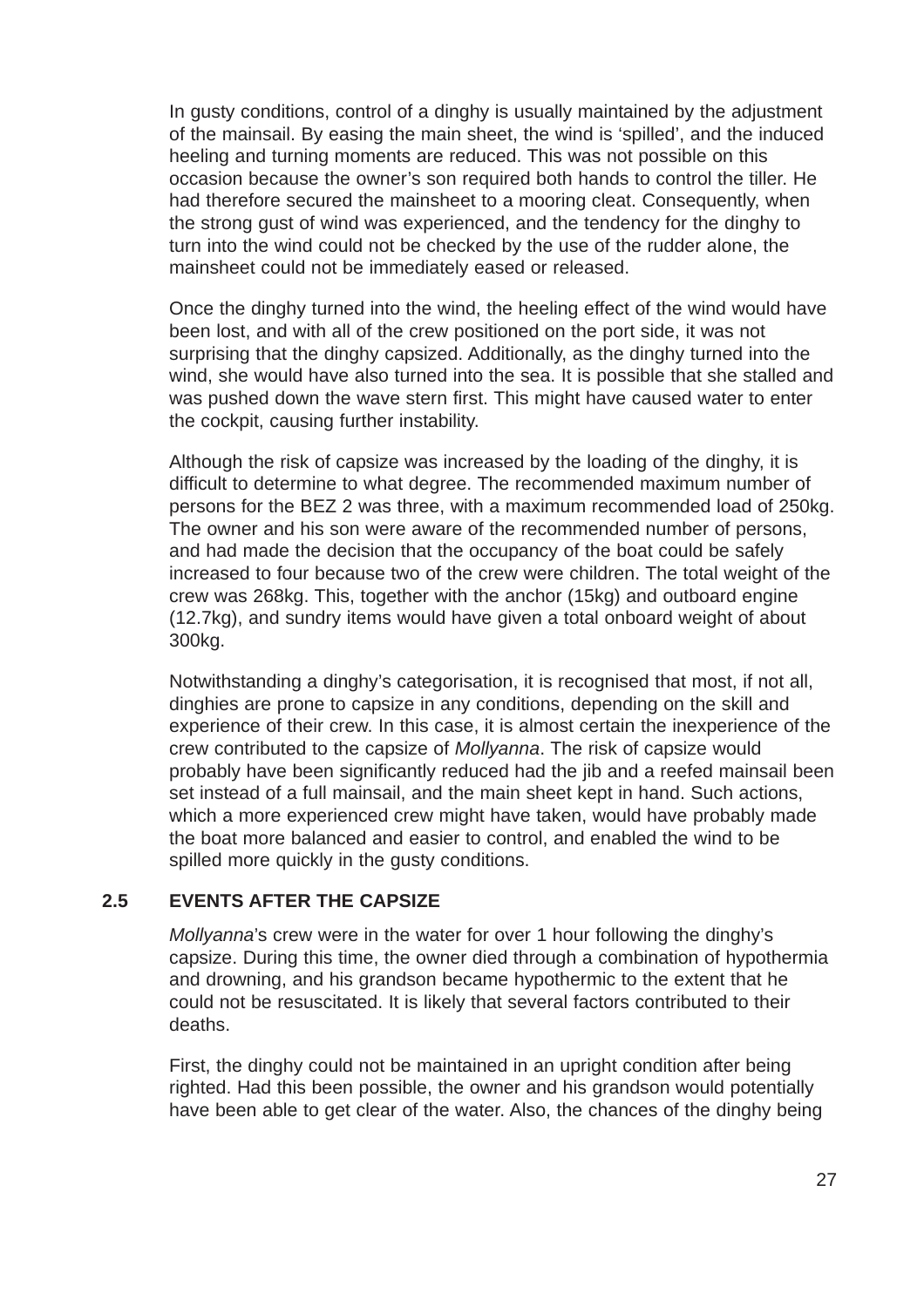In gusty conditions, control of a dinghy is usually maintained by the adjustment of the mainsail. By easing the main sheet, the wind is 'spilled', and the induced heeling and turning moments are reduced. This was not possible on this occasion because the owner's son required both hands to control the tiller. He had therefore secured the mainsheet to a mooring cleat. Consequently, when the strong gust of wind was experienced, and the tendency for the dinghy to turn into the wind could not be checked by the use of the rudder alone, the mainsheet could not be immediately eased or released.

Once the dinghy turned into the wind, the heeling effect of the wind would have been lost, and with all of the crew positioned on the port side, it was not surprising that the dinghy capsized. Additionally, as the dinghy turned into the wind, she would have also turned into the sea. It is possible that she stalled and was pushed down the wave stern first. This might have caused water to enter the cockpit, causing further instability.

Although the risk of capsize was increased by the loading of the dinghy, it is difficult to determine to what degree. The recommended maximum number of persons for the BEZ 2 was three, with a maximum recommended load of 250kg. The owner and his son were aware of the recommended number of persons, and had made the decision that the occupancy of the boat could be safely increased to four because two of the crew were children. The total weight of the crew was 268kg. This, together with the anchor (15kg) and outboard engine (12.7kg), and sundry items would have given a total onboard weight of about 300kg.

Notwithstanding a dinghy's categorisation, it is recognised that most, if not all, dinghies are prone to capsize in any conditions, depending on the skill and experience of their crew. In this case, it is almost certain the inexperience of the crew contributed to the capsize of *Mollyanna*. The risk of capsize would probably have been significantly reduced had the jib and a reefed mainsail been set instead of a full mainsail, and the main sheet kept in hand. Such actions, which a more experienced crew might have taken, would have probably made the boat more balanced and easier to control, and enabled the wind to be spilled more quickly in the gusty conditions.

## 2.5 EVENTS AFTER THE CAPSIZE

*Mollyanna*'s crew were in the water for over 1 hour following the dinghy's capsize. During this time, the owner died through a combination of hypothermia and drowning, and his grandson became hypothermic to the extent that he could not be resuscitated. It is likely that several factors contributed to their deaths.

First, the dinghy could not be maintained in an upright condition after being righted. Had this been possible, the owner and his grandson would potentially have been able to get clear of the water. Also, the chances of the dinghy being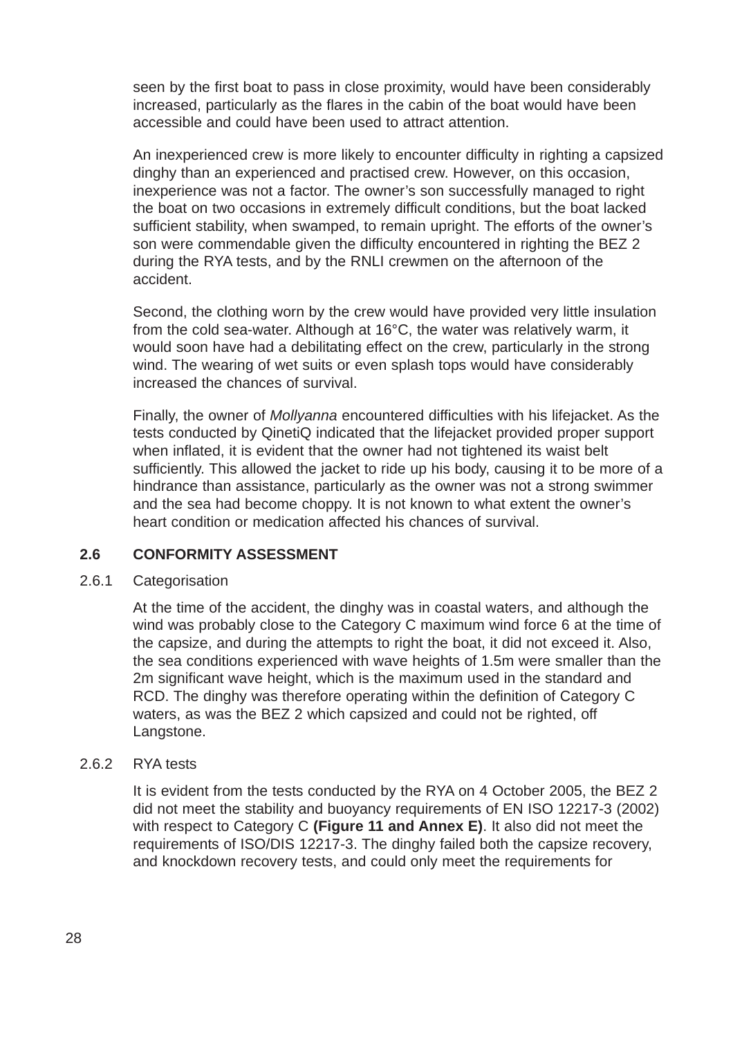seen by the first boat to pass in close proximity, would have been considerably increased, particularly as the flares in the cabin of the boat would have been accessible and could have been used to attract attention.

An inexperienced crew is more likely to encounter difficulty in righting a capsized dinghy than an experienced and practised crew. However, on this occasion, inexperience was not a factor. The owner's son successfully managed to right the boat on two occasions in extremely difficult conditions, but the boat lacked sufficient stability, when swamped, to remain upright. The efforts of the owner's son were commendable given the difficulty encountered in righting the BEZ 2 during the RYA tests, and by the RNLI crewmen on the afternoon of the accident.

Second, the clothing worn by the crew would have provided very little insulation from the cold sea-water. Although at 16°C, the water was relatively warm, it would soon have had a debilitating effect on the crew, particularly in the strong wind. The wearing of wet suits or even splash tops would have considerably increased the chances of survival.

Finally, the owner of *Mollyanna* encountered difficulties with his lifejacket. As the tests conducted by QinetiQ indicated that the lifejacket provided proper support when inflated, it is evident that the owner had not tightened its waist belt sufficiently. This allowed the jacket to ride up his body, causing it to be more of a hindrance than assistance, particularly as the owner was not a strong swimmer and the sea had become choppy. It is not known to what extent the owner's heart condition or medication affected his chances of survival.

## 2.6 CONFORMITY ASSESSMENT

### 2.6.1 Categorisation

At the time of the accident, the dinghy was in coastal waters, and although the wind was probably close to the Category C maximum wind force 6 at the time of the capsize, and during the attempts to right the boat, it did not exceed it. Also, the sea conditions experienced with wave heights of 1.5m were smaller than the 2m significant wave height, which is the maximum used in the standard and RCD. The dinghy was therefore operating within the definition of Category C waters, as was the BEZ 2 which capsized and could not be righted, off Langstone.

### 2.6.2 RYA tests

It is evident from the tests conducted by the RYA on 4 October 2005, the BEZ 2 did not meet the stability and buoyancy requirements of EN ISO 12217-3 (2002) with respect to Category C **(Figure 11 and Annex E)**. It also did not meet the requirements of ISO/DIS 12217-3. The dinghy failed both the capsize recovery, and knockdown recovery tests, and could only meet the requirements for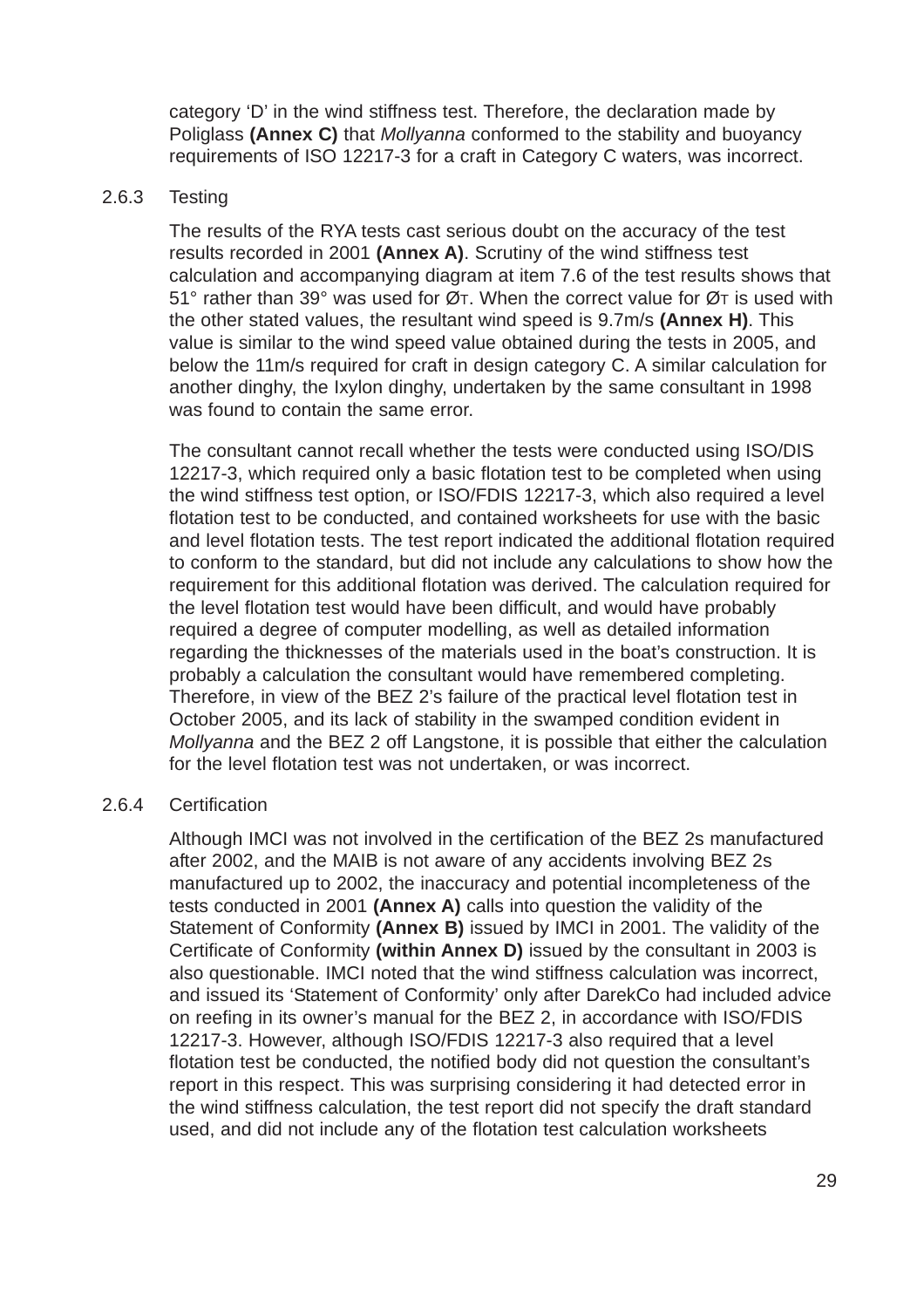category 'D' in the wind stiffness test. Therefore, the declaration made by Poliglass **(Annex C)** that *Mollyanna* conformed to the stability and buoyancy requirements of ISO 12217-3 for a craft in Category C waters, was incorrect.

### 2.6.3 Testing

The results of the RYA tests cast serious doubt on the accuracy of the test results recorded in 2001 **(Annex A)**. Scrutiny of the wind stiffness test calculation and accompanying diagram at item 7.6 of the test results shows that 51° rather than 39° was used for $Ø_T$. When the correct value for $Ø_T$ is used with the other stated values, the resultant wind speed is 9.7m/s **(Annex H)**. This value is similar to the wind speed value obtained during the tests in 2005, and below the 11m/s required for craft in design category C. A similar calculation for another dinghy, the Ixylon dinghy, undertaken by the same consultant in 1998 was found to contain the same error.

The consultant cannot recall whether the tests were conducted using ISO/DIS 12217-3, which required only a basic flotation test to be completed when using the wind stiffness test option, or ISO/FDIS 12217-3, which also required a level flotation test to be conducted, and contained worksheets for use with the basic and level flotation tests. The test report indicated the additional flotation required to conform to the standard, but did not include any calculations to show how the requirement for this additional flotation was derived. The calculation required for the level flotation test would have been difficult, and would have probably required a degree of computer modelling, as well as detailed information regarding the thicknesses of the materials used in the boat's construction. It is probably a calculation the consultant would have remembered completing. Therefore, in view of the BEZ 2's failure of the practical level flotation test in October 2005, and its lack of stability in the swamped condition evident in *Mollyanna* and the BEZ 2 off Langstone, it is possible that either the calculation for the level flotation test was not undertaken, or was incorrect.

### 2.6.4 Certification

Although IMCI was not involved in the certification of the BEZ 2s manufactured after 2002, and the MAIB is not aware of any accidents involving BEZ 2s manufactured up to 2002, the inaccuracy and potential incompleteness of the tests conducted in 2001 **(Annex A)** calls into question the validity of the Statement of Conformity **(Annex B)** issued by IMCI in 2001. The validity of the Certificate of Conformity **(within Annex D)** issued by the consultant in 2003 is also questionable. IMCI noted that the wind stiffness calculation was incorrect, and issued its 'Statement of Conformity' only after DarekCo had included advice on reefing in its owner's manual for the BEZ 2, in accordance with ISO/FDIS 12217-3. However, although ISO/FDIS 12217-3 also required that a level flotation test be conducted, the notified body did not question the consultant's report in this respect. This was surprising considering it had detected error in the wind stiffness calculation, the test report did not specify the draft standard used, and did not include any of the flotation test calculation worksheets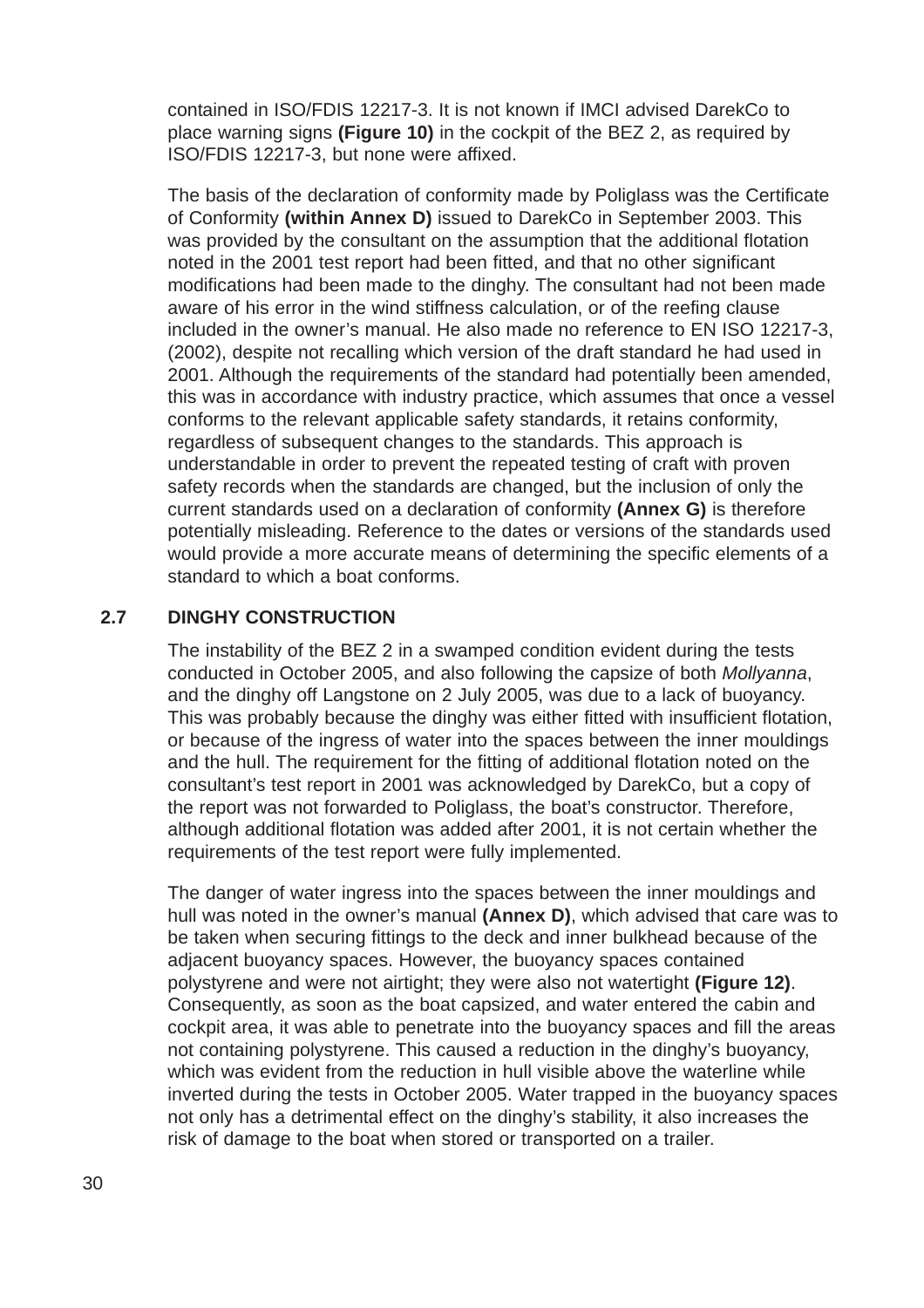contained in ISO/FDIS 12217-3. It is not known if IMCI advised DarekCo to place warning signs **(Figure 10)** in the cockpit of the BEZ 2, as required by ISO/FDIS 12217-3, but none were affixed.

The basis of the declaration of conformity made by Poliglass was the Certificate of Conformity **(within Annex D)** issued to DarekCo in September 2003. This was provided by the consultant on the assumption that the additional flotation noted in the 2001 test report had been fitted, and that no other significant modifications had been made to the dinghy. The consultant had not been made aware of his error in the wind stiffness calculation, or of the reefing clause included in the owner's manual. He also made no reference to EN ISO 12217-3, (2002), despite not recalling which version of the draft standard he had used in 2001. Although the requirements of the standard had potentially been amended, this was in accordance with industry practice, which assumes that once a vessel conforms to the relevant applicable safety standards, it retains conformity, regardless of subsequent changes to the standards. This approach is understandable in order to prevent the repeated testing of craft with proven safety records when the standards are changed, but the inclusion of only the current standards used on a declaration of conformity **(Annex G)** is therefore potentially misleading. Reference to the dates or versions of the standards used would provide a more accurate means of determining the specific elements of a standard to which a boat conforms.

## 2.7 DINGHY CONSTRUCTION

The instability of the BEZ 2 in a swamped condition evident during the tests conducted in October 2005, and also following the capsize of both *Mollyanna*, and the dinghy off Langstone on 2 July 2005, was due to a lack of buoyancy. This was probably because the dinghy was either fitted with insufficient flotation, or because of the ingress of water into the spaces between the inner mouldings and the hull. The requirement for the fitting of additional flotation noted on the consultant's test report in 2001 was acknowledged by DarekCo, but a copy of the report was not forwarded to Poliglass, the boat's constructor. Therefore, although additional flotation was added after 2001, it is not certain whether the requirements of the test report were fully implemented.

The danger of water ingress into the spaces between the inner mouldings and hull was noted in the owner's manual **(Annex D)**, which advised that care was to be taken when securing fittings to the deck and inner bulkhead because of the adjacent buoyancy spaces. However, the buoyancy spaces contained polystyrene and were not airtight; they were also not watertight **(Figure 12)**. Consequently, as soon as the boat capsized, and water entered the cabin and cockpit area, it was able to penetrate into the buoyancy spaces and fill the areas not containing polystyrene. This caused a reduction in the dinghy's buoyancy, which was evident from the reduction in hull visible above the waterline while inverted during the tests in October 2005. Water trapped in the buoyancy spaces not only has a detrimental effect on the dinghy's stability, it also increases the risk of damage to the boat when stored or transported on a trailer.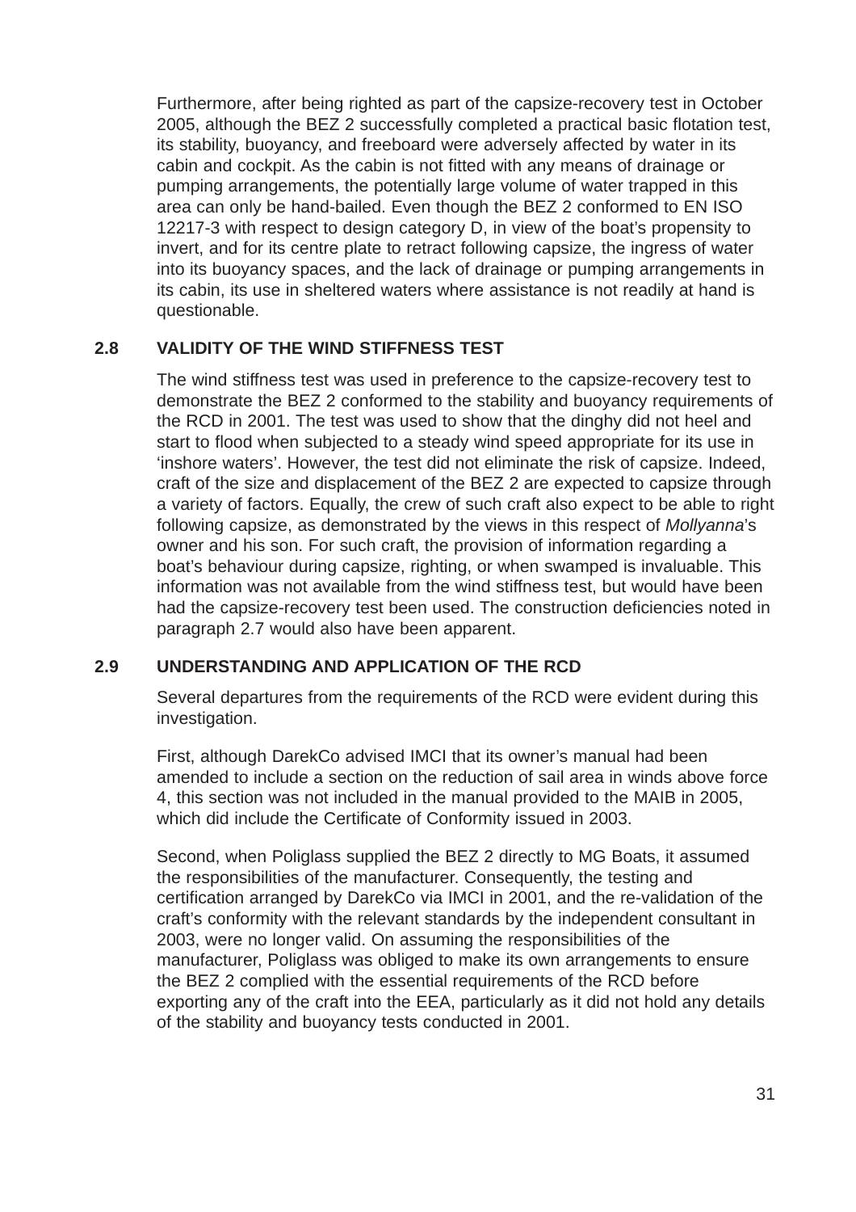Furthermore, after being righted as part of the capsize-recovery test in October 2005, although the BEZ 2 successfully completed a practical basic flotation test, its stability, buoyancy, and freeboard were adversely affected by water in its cabin and cockpit. As the cabin is not fitted with any means of drainage or pumping arrangements, the potentially large volume of water trapped in this area can only be hand-bailed. Even though the BEZ 2 conformed to EN ISO 12217-3 with respect to design category D, in view of the boat's propensity to invert, and for its centre plate to retract following capsize, the ingress of water into its buoyancy spaces, and the lack of drainage or pumping arrangements in its cabin, its use in sheltered waters where assistance is not readily at hand is questionable.

## 2.8 VALIDITY OF THE WIND STIFFNESS TEST

The wind stiffness test was used in preference to the capsize-recovery test to demonstrate the BEZ 2 conformed to the stability and buoyancy requirements of the RCD in 2001. The test was used to show that the dinghy did not heel and start to flood when subjected to a steady wind speed appropriate for its use in 'inshore waters'. However, the test did not eliminate the risk of capsize. Indeed, craft of the size and displacement of the BEZ 2 are expected to capsize through a variety of factors. Equally, the crew of such craft also expect to be able to right following capsize, as demonstrated by the views in this respect of *Mollyanna*'s owner and his son. For such craft, the provision of information regarding a boat's behaviour during capsize, righting, or when swamped is invaluable. This information was not available from the wind stiffness test, but would have been had the capsize-recovery test been used. The construction deficiencies noted in paragraph 2.7 would also have been apparent.

## 2.9 UNDERSTANDING AND APPLICATION OF THE RCD

Several departures from the requirements of the RCD were evident during this investigation.

First, although DarekCo advised IMCI that its owner's manual had been amended to include a section on the reduction of sail area in winds above force 4, this section was not included in the manual provided to the MAIB in 2005, which did include the Certificate of Conformity issued in 2003.

Second, when Poliglass supplied the BEZ 2 directly to MG Boats, it assumed the responsibilities of the manufacturer. Consequently, the testing and certification arranged by DarekCo via IMCI in 2001, and the re-validation of the craft's conformity with the relevant standards by the independent consultant in 2003, were no longer valid. On assuming the responsibilities of the manufacturer, Poliglass was obliged to make its own arrangements to ensure the BEZ 2 complied with the essential requirements of the RCD before exporting any of the craft into the EEA, particularly as it did not hold any details of the stability and buoyancy tests conducted in 2001.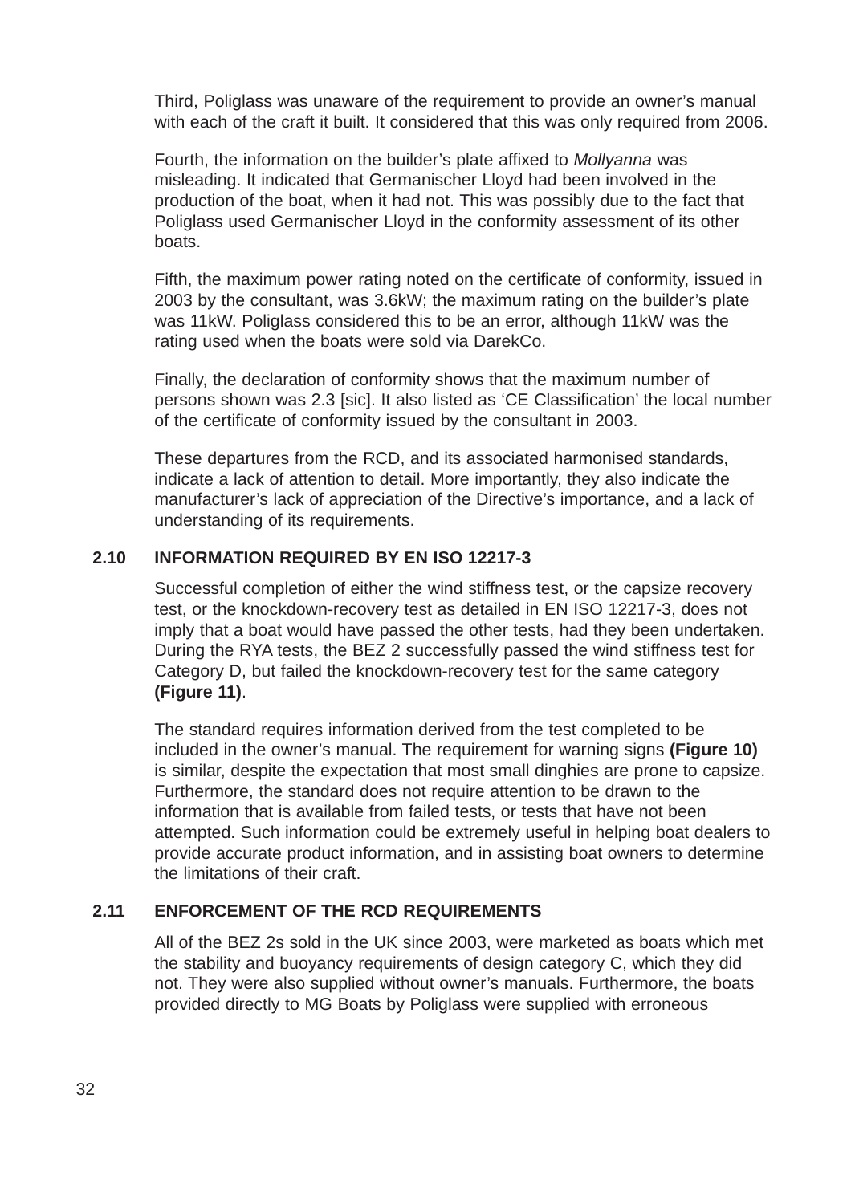Third, Poliglass was unaware of the requirement to provide an owner's manual with each of the craft it built. It considered that this was only required from 2006.

Fourth, the information on the builder's plate affixed to *Mollyanna* was misleading. It indicated that Germanischer Lloyd had been involved in the production of the boat, when it had not. This was possibly due to the fact that Poliglass used Germanischer Lloyd in the conformity assessment of its other boats.

Fifth, the maximum power rating noted on the certificate of conformity, issued in 2003 by the consultant, was 3.6kW; the maximum rating on the builder's plate was 11kW. Poliglass considered this to be an error, although 11kW was the rating used when the boats were sold via DarekCo.

Finally, the declaration of conformity shows that the maximum number of persons shown was 2.3 [sic]. It also listed as 'CE Classification' the local number of the certificate of conformity issued by the consultant in 2003.

These departures from the RCD, and its associated harmonised standards, indicate a lack of attention to detail. More importantly, they also indicate the manufacturer's lack of appreciation of the Directive's importance, and a lack of understanding of its requirements.

## 2.10 INFORMATION REQUIRED BY EN ISO 12217-3

Successful completion of either the wind stiffness test, or the capsize recovery test, or the knockdown-recovery test as detailed in EN ISO 12217-3, does not imply that a boat would have passed the other tests, had they been undertaken. During the RYA tests, the BEZ 2 successfully passed the wind stiffness test for Category D, but failed the knockdown-recovery test for the same category **(Figure 11)**.

The standard requires information derived from the test completed to be included in the owner's manual. The requirement for warning signs **(Figure 10)** is similar, despite the expectation that most small dinghies are prone to capsize. Furthermore, the standard does not require attention to be drawn to the information that is available from failed tests, or tests that have not been attempted. Such information could be extremely useful in helping boat dealers to provide accurate product information, and in assisting boat owners to determine the limitations of their craft.

## 2.11 ENFORCEMENT OF THE RCD REQUIREMENTS

All of the BEZ 2s sold in the UK since 2003, were marketed as boats which met the stability and buoyancy requirements of design category C, which they did not. They were also supplied without owner's manuals. Furthermore, the boats provided directly to MG Boats by Poliglass were supplied with erroneous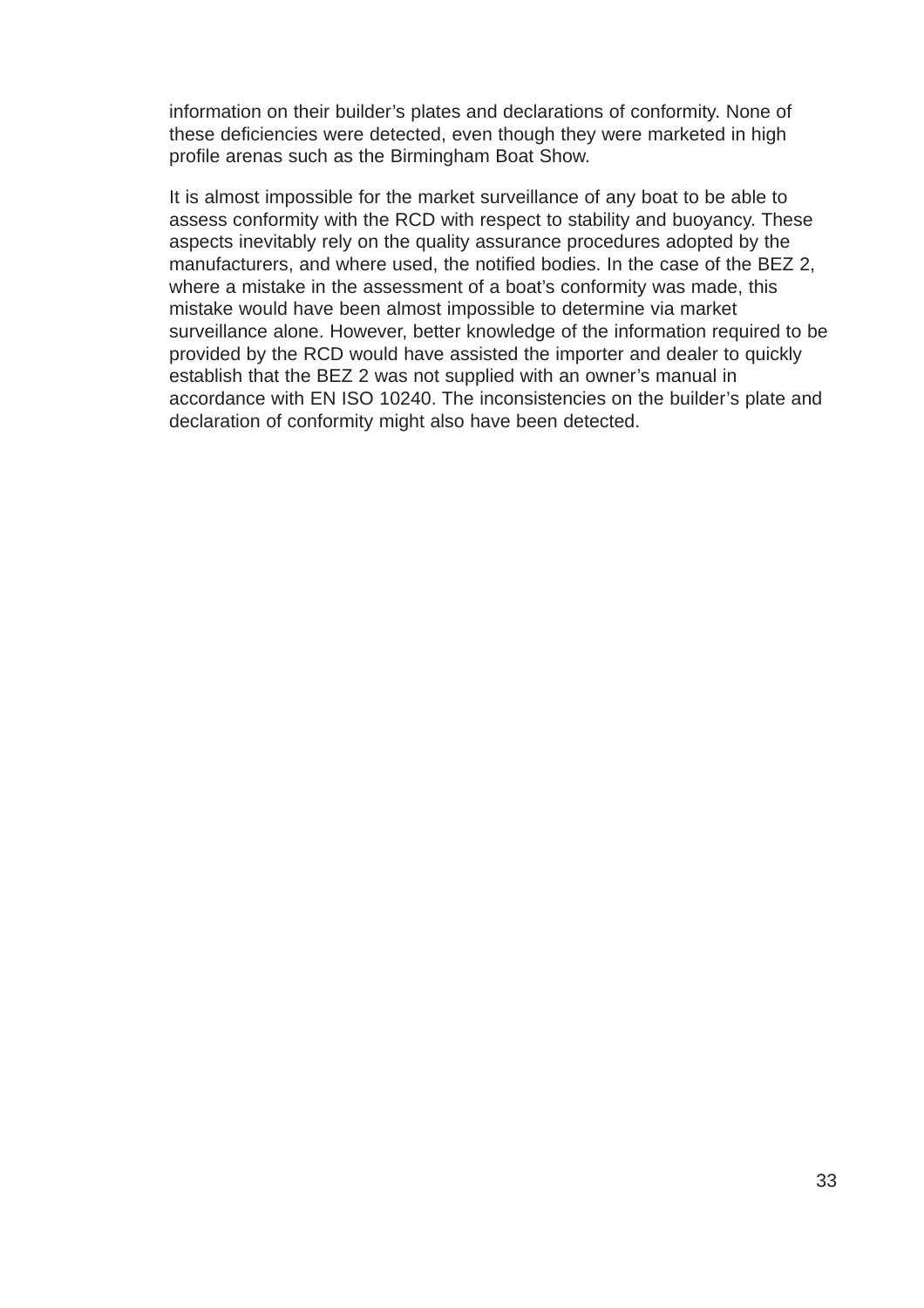information on their builder's plates and declarations of conformity. None of these deficiencies were detected, even though they were marketed in high profile arenas such as the Birmingham Boat Show.

It is almost impossible for the market surveillance of any boat to be able to assess conformity with the RCD with respect to stability and buoyancy. These aspects inevitably rely on the quality assurance procedures adopted by the manufacturers, and where used, the notified bodies. In the case of the BEZ 2, where a mistake in the assessment of a boat's conformity was made, this mistake would have been almost impossible to determine via market surveillance alone. However, better knowledge of the information required to be provided by the RCD would have assisted the importer and dealer to quickly establish that the BEZ 2 was not supplied with an owner's manual in accordance with EN ISO 10240. The inconsistencies on the builder's plate and declaration of conformity might also have been detected.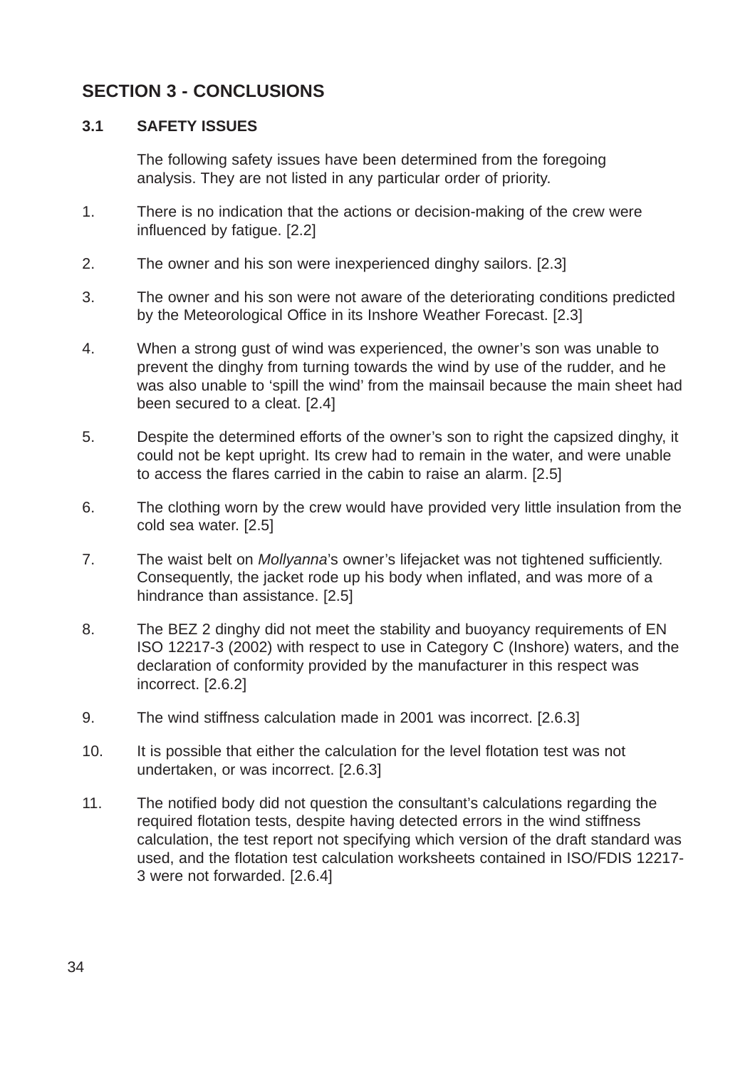## SECTION 3 - CONCLUSIONS

### 3.1 SAFETY ISSUES

The following safety issues have been determined from the foregoing analysis. They are not listed in any particular order of priority.

1. There is no indication that the actions or decision-making of the crew were influenced by fatigue. [2.2]
2. The owner and his son were inexperienced dinghy sailors. [2.3]
3. The owner and his son were not aware of the deteriorating conditions predicted by the Meteorological Office in its Inshore Weather Forecast. [2.3]
4. When a strong gust of wind was experienced, the owner's son was unable to prevent the dinghy from turning towards the wind by use of the rudder, and he was also unable to 'spill the wind' from the mainsail because the main sheet had been secured to a cleat. [2.4]
5. Despite the determined efforts of the owner's son to right the capsized dinghy, it could not be kept upright. Its crew had to remain in the water, and were unable to access the flares carried in the cabin to raise an alarm. [2.5]
6. The clothing worn by the crew would have provided very little insulation from the cold sea water. [2.5]
7. The waist belt on *Mollyanna*'s owner's lifejacket was not tightened sufficiently. Consequently, the jacket rode up his body when inflated, and was more of a hindrance than assistance. [2.5]
8. The BEZ 2 dinghy did not meet the stability and buoyancy requirements of EN ISO 12217-3 (2002) with respect to use in Category C (Inshore) waters, and the declaration of conformity provided by the manufacturer in this respect was incorrect. [2.6.2]
9. The wind stiffness calculation made in 2001 was incorrect. [2.6.3]
10. It is possible that either the calculation for the level flotation test was not undertaken, or was incorrect. [2.6.3]
11. The notified body did not question the consultant's calculations regarding the required flotation tests, despite having detected errors in the wind stiffness calculation, the test report not specifying which version of the draft standard was used, and the flotation test calculation worksheets contained in ISO/FDIS 12217-3 were not forwarded. [2.6.4]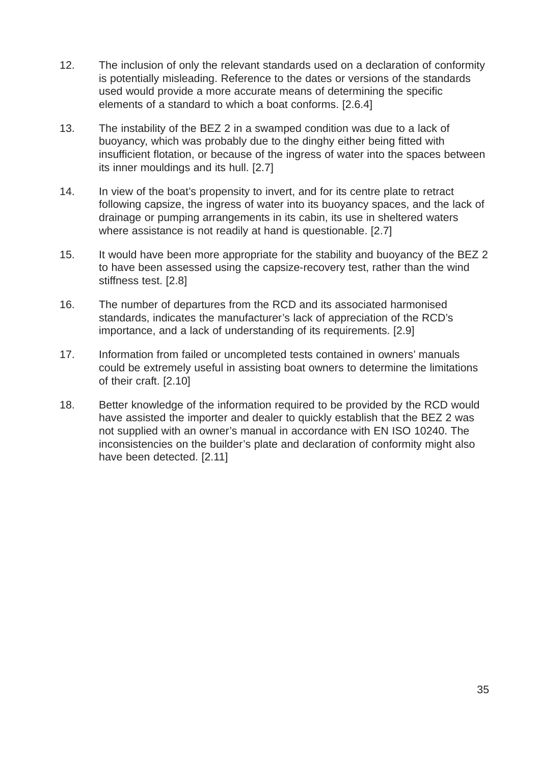12. The inclusion of only the relevant standards used on a declaration of conformity is potentially misleading. Reference to the dates or versions of the standards used would provide a more accurate means of determining the specific elements of a standard to which a boat conforms. [2.6.4]

13. The instability of the BEZ 2 in a swamped condition was due to a lack of buoyancy, which was probably due to the dinghy either being fitted with insufficient flotation, or because of the ingress of water into the spaces between its inner mouldings and its hull. [2.7]

14. In view of the boat's propensity to invert, and for its centre plate to retract following capsize, the ingress of water into its buoyancy spaces, and the lack of drainage or pumping arrangements in its cabin, its use in sheltered waters where assistance is not readily at hand is questionable. [2.7]

15. It would have been more appropriate for the stability and buoyancy of the BEZ 2 to have been assessed using the capsize-recovery test, rather than the wind stiffness test. [2.8]

16. The number of departures from the RCD and its associated harmonised standards, indicates the manufacturer's lack of appreciation of the RCD's importance, and a lack of understanding of its requirements. [2.9]

17. Information from failed or uncompleted tests contained in owners' manuals could be extremely useful in assisting boat owners to determine the limitations of their craft. [2.10]

18. Better knowledge of the information required to be provided by the RCD would have assisted the importer and dealer to quickly establish that the BEZ 2 was not supplied with an owner's manual in accordance with EN ISO 10240. The inconsistencies on the builder's plate and declaration of conformity might also have been detected. [2.11]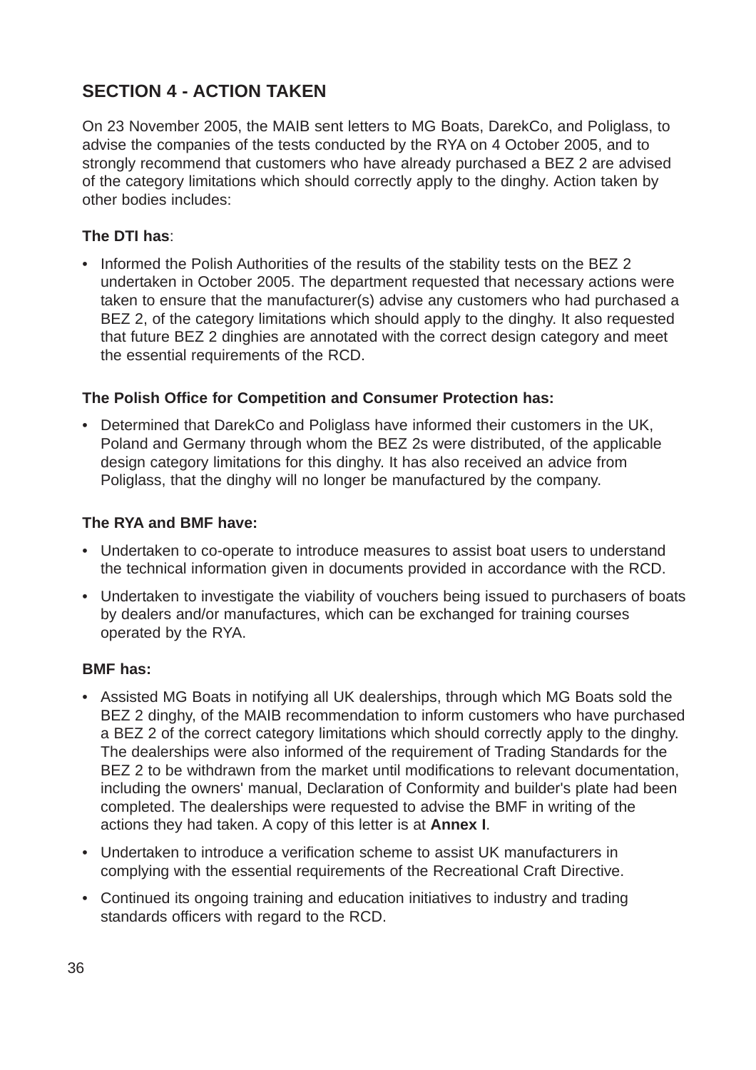## SECTION 4 - ACTION TAKEN

On 23 November 2005, the MAIB sent letters to MG Boats, DarekCo, and Poliglass, to advise the companies of the tests conducted by the RYA on 4 October 2005, and to strongly recommend that customers who have already purchased a BEZ 2 are advised of the category limitations which should correctly apply to the dinghy. Action taken by other bodies includes:

**The DTI has**:

- Informed the Polish Authorities of the results of the stability tests on the BEZ 2 undertaken in October 2005. The department requested that necessary actions were taken to ensure that the manufacturer(s) advise any customers who had purchased a BEZ 2, of the category limitations which should apply to the dinghy. It also requested that future BEZ 2 dinghies are annotated with the correct design category and meet the essential requirements of the RCD.

**The Polish Office for Competition and Consumer Protection has:**

- Determined that DarekCo and Poliglass have informed their customers in the UK, Poland and Germany through whom the BEZ 2s were distributed, of the applicable design category limitations for this dinghy. It has also received an advice from Poliglass, that the dinghy will no longer be manufactured by the company.

**The RYA and BMF have:**

- Undertaken to co-operate to introduce measures to assist boat users to understand the technical information given in documents provided in accordance with the RCD.
- Undertaken to investigate the viability of vouchers being issued to purchasers of boats by dealers and/or manufactures, which can be exchanged for training courses operated by the RYA.

**BMF has:**

- Assisted MG Boats in notifying all UK dealerships, through which MG Boats sold the BEZ 2 dinghy, of the MAIB recommendation to inform customers who have purchased a BEZ 2 of the correct category limitations which should correctly apply to the dinghy. The dealerships were also informed of the requirement of Trading Standards for the BEZ 2 to be withdrawn from the market until modifications to relevant documentation, including the owners' manual, Declaration of Conformity and builder's plate had been completed. The dealerships were requested to advise the BMF in writing of the actions they had taken. A copy of this letter is at **Annex I**.
- Undertaken to introduce a verification scheme to assist UK manufacturers in complying with the essential requirements of the Recreational Craft Directive.
- Continued its ongoing training and education initiatives to industry and trading standards officers with regard to the RCD.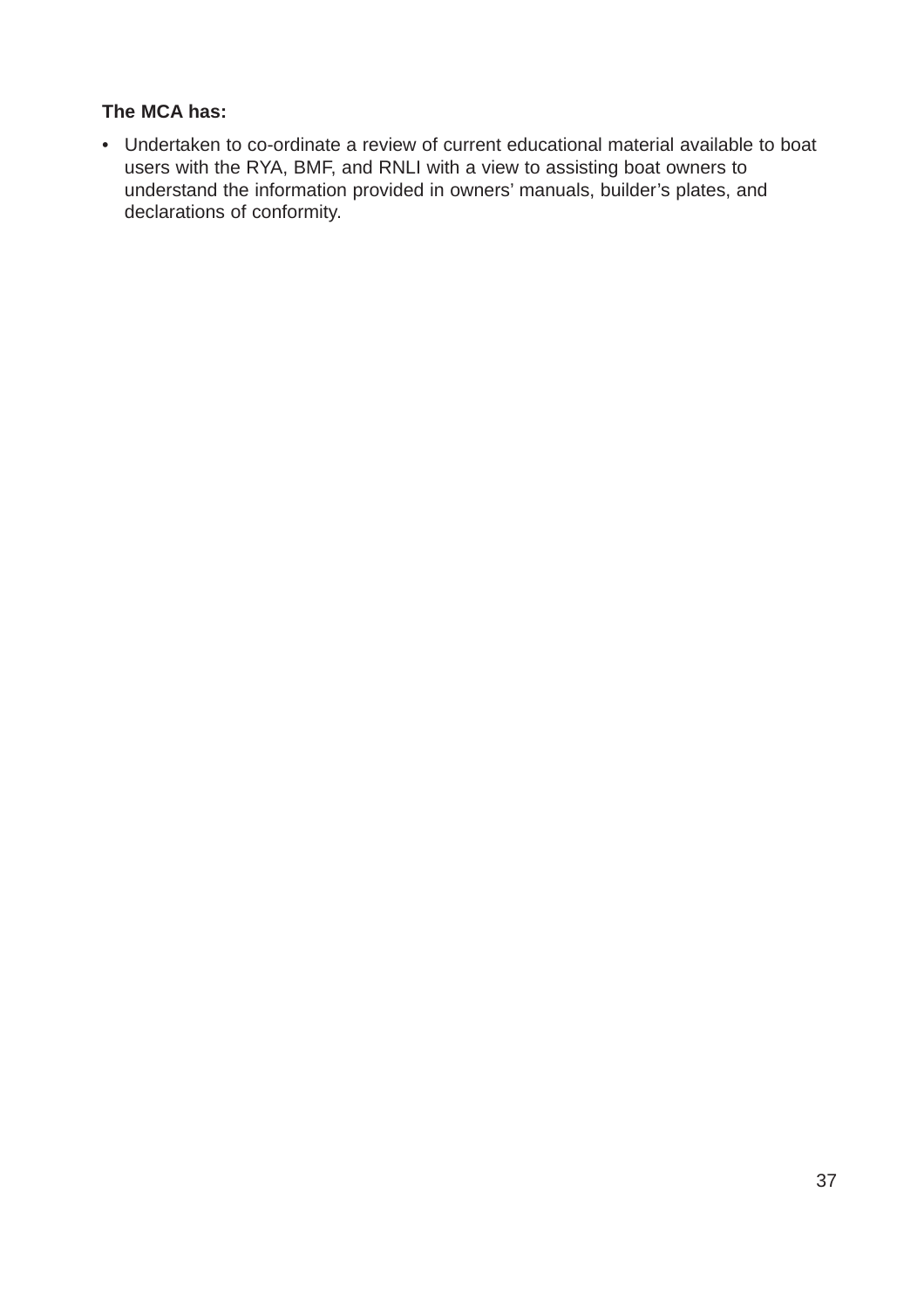**The MCA has:**

- Undertaken to co-ordinate a review of current educational material available to boat users with the RYA, BMF, and RNLI with a view to assisting boat owners to understand the information provided in owners' manuals, builder's plates, and declarations of conformity.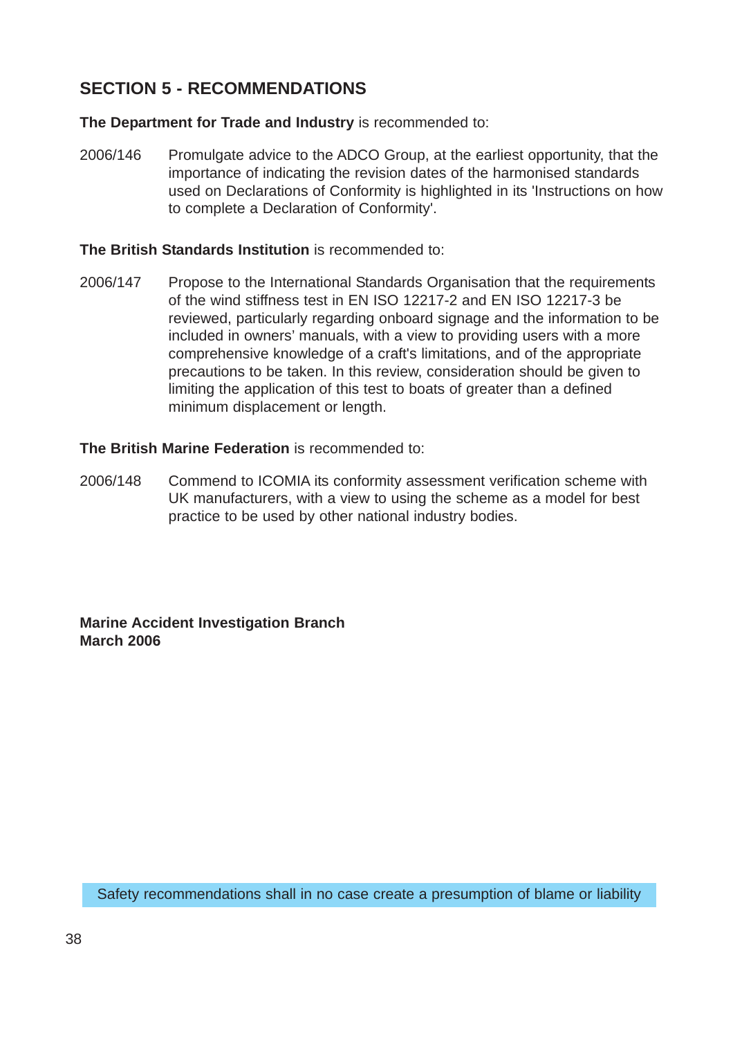## SECTION 5 - RECOMMENDATIONS

**The Department for Trade and Industry** is recommended to:

2006/146 Promulgate advice to the ADCO Group, at the earliest opportunity, that the importance of indicating the revision dates of the harmonised standards used on Declarations of Conformity is highlighted in its 'Instructions on how to complete a Declaration of Conformity'.

**The British Standards Institution** is recommended to:

2006/147 Propose to the International Standards Organisation that the requirements of the wind stiffness test in EN ISO 12217-2 and EN ISO 12217-3 be reviewed, particularly regarding onboard signage and the information to be included in owners' manuals, with a view to providing users with a more comprehensive knowledge of a craft's limitations, and of the appropriate precautions to be taken. In this review, consideration should be given to limiting the application of this test to boats of greater than a defined minimum displacement or length.

**The British Marine Federation** is recommended to:

2006/148 Commend to ICOMIA its conformity assessment verification scheme with UK manufacturers, with a view to using the scheme as a model for best practice to be used by other national industry bodies.

**Marine Accident Investigation Branch**
**March 2006**

Safety recommendations shall in no case create a presumption of blame or liability